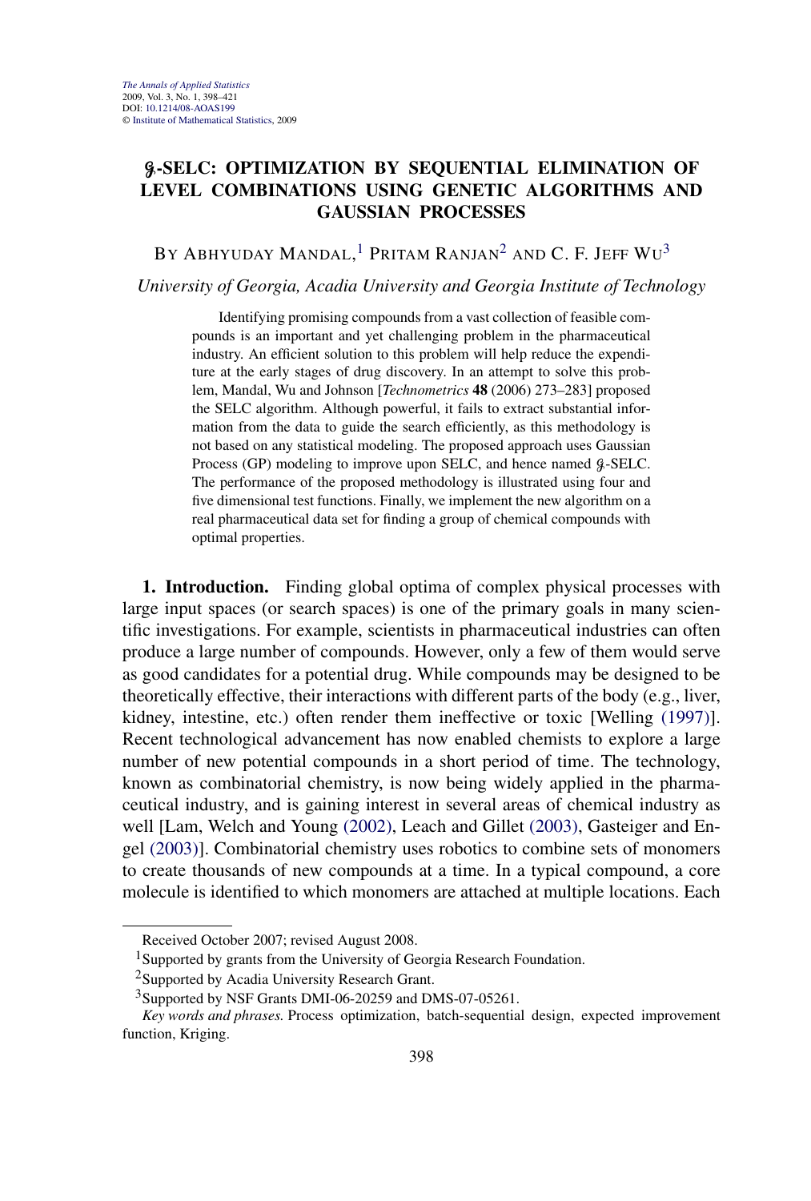# $\mathcal{G}$-SELC: OPTIMIZATION BY SEQUENTIAL ELIMINATION OF LEVEL COMBINATIONS USING GENETIC ALGORITHMS AND GAUSSIAN PROCESSES

BY ABHYUDAY MANDAL,[1] PRITAM RANJAN[2] AND C. F. JEFF WU[3]

*University of Georgia, Acadia University and Georgia Institute of Technology*

Identifying promising compounds from a vast collection of feasible compounds is an important and yet challenging problem in the pharmaceutical industry. An efficient solution to this problem will help reduce the expenditure at the early stages of drug discovery. In an attempt to solve this problem, Mandal, Wu and Johnson [*Technometrics* **48** (2006) 273–283] proposed the SELC algorithm. Although powerful, it fails to extract substantial information from the data to guide the search efficiently, as this methodology is not based on any statistical modeling. The proposed approach uses Gaussian Process (GP) modeling to improve upon SELC, and hence named $\mathcal{G}$-SELC. The performance of the proposed methodology is illustrated using four and five dimensional test functions. Finally, we implement the new algorithm on a real pharmaceutical data set for finding a group of chemical compounds with optimal properties.

**1. Introduction.** Finding global optima of complex physical processes with large input spaces (or search spaces) is one of the primary goals in many scientific investigations. For example, scientists in pharmaceutical industries can often produce a large number of compounds. However, only a few of them would serve as good candidates for a potential drug. While compounds may be designed to be theoretically effective, their interactions with different parts of the body (e.g., liver, kidney, intestine, etc.) often render them ineffective or toxic [Welling (1997)]. Recent technological advancement has now enabled chemists to explore a large number of new potential compounds in a short period of time. The technology, known as combinatorial chemistry, is now being widely applied in the pharmaceutical industry, and is gaining interest in several areas of chemical industry as well [Lam, Welch and Young (2002), Leach and Gillet (2003), Gasteiger and Engel (2003)]. Combinatorial chemistry uses robotics to combine sets of monomers to create thousands of new compounds at a time. In a typical compound, a core molecule is identified to which monomers are attached at multiple locations. Each

Received October 2007; revised August 2008.

[1]Supported by grants from the University of Georgia Research Foundation.

[2]Supported by Acadia University Research Grant.

[3]Supported by NSF Grants DMI-06-20259 and DMS-07-05261.

*Key words and phrases.* Process optimization, batch-sequential design, expected improvement function, Kriging.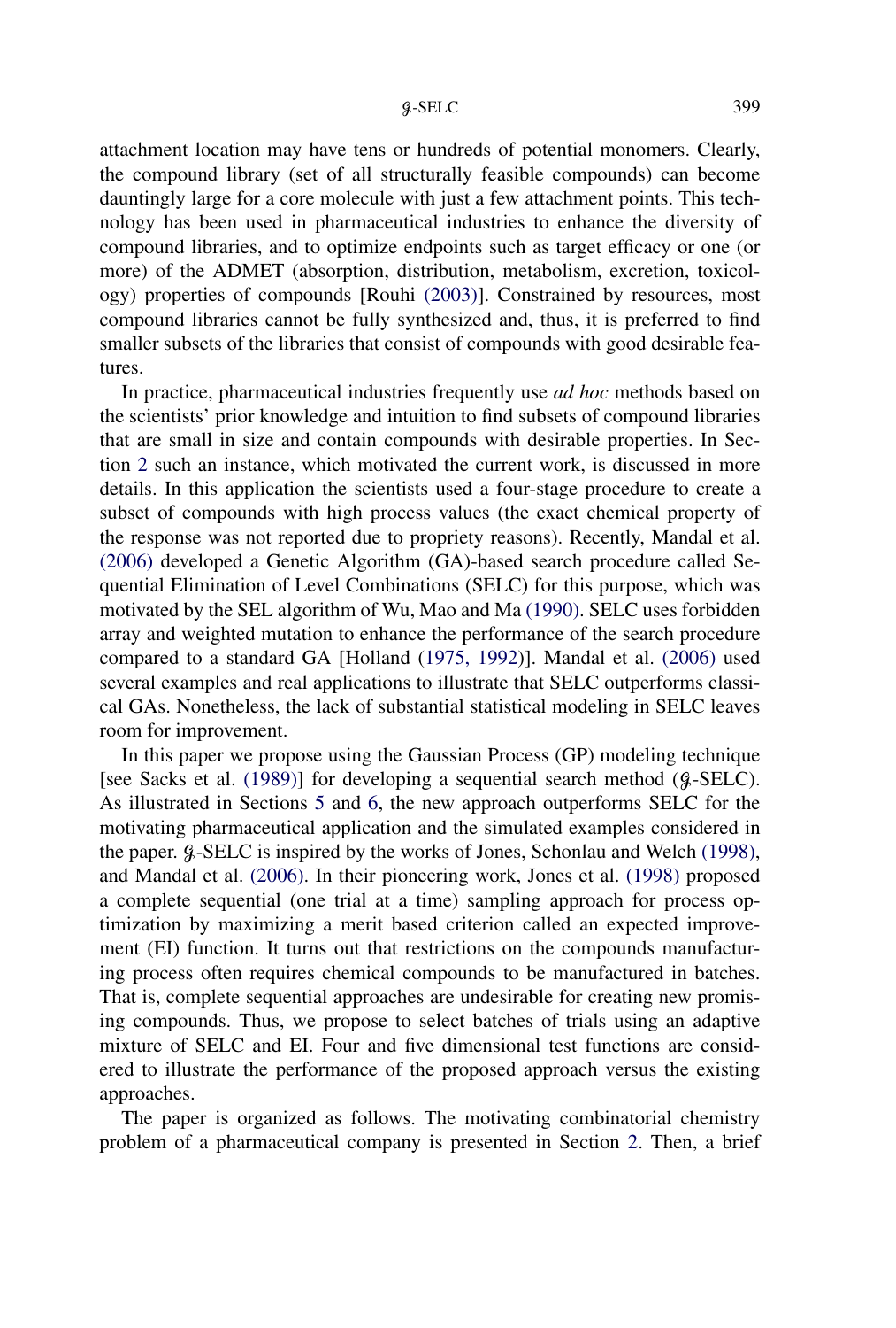attachment location may have tens or hundreds of potential monomers. Clearly, the compound library (set of all structurally feasible compounds) can become dauntingly large for a core molecule with just a few attachment points. This technology has been used in pharmaceutical industries to enhance the diversity of compound libraries, and to optimize endpoints such as target efficacy or one (or more) of the ADMET (absorption, distribution, metabolism, excretion, toxicology) properties of compounds [Rouhi (2003)]. Constrained by resources, most compound libraries cannot be fully synthesized and, thus, it is preferred to find smaller subsets of the libraries that consist of compounds with good desirable features.

In practice, pharmaceutical industries frequently use *ad hoc* methods based on the scientists' prior knowledge and intuition to find subsets of compound libraries that are small in size and contain compounds with desirable properties. In Section 2 such an instance, which motivated the current work, is discussed in more details. In this application the scientists used a four-stage procedure to create a subset of compounds with high process values (the exact chemical property of the response was not reported due to propriety reasons). Recently, Mandal et al. (2006) developed a Genetic Algorithm (GA)-based search procedure called Sequential Elimination of Level Combinations (SELC) for this purpose, which was motivated by the SEL algorithm of Wu, Mao and Ma (1990). SELC uses forbidden array and weighted mutation to enhance the performance of the search procedure compared to a standard GA [Holland (1975, 1992)]. Mandal et al. (2006) used several examples and real applications to illustrate that SELC outperforms classical GAs. Nonetheless, the lack of substantial statistical modeling in SELC leaves room for improvement.

In this paper we propose using the Gaussian Process (GP) modeling technique [see Sacks et al. (1989)] for developing a sequential search method ($\mathcal{G}$-SELC). As illustrated in Sections 5 and 6, the new approach outperforms SELC for the motivating pharmaceutical application and the simulated examples considered in the paper. $\mathcal{G}$-SELC is inspired by the works of Jones, Schonlau and Welch (1998), and Mandal et al. (2006). In their pioneering work, Jones et al. (1998) proposed a complete sequential (one trial at a time) sampling approach for process optimization by maximizing a merit based criterion called an expected improvement (EI) function. It turns out that restrictions on the compounds manufacturing process often requires chemical compounds to be manufactured in batches. That is, complete sequential approaches are undesirable for creating new promising compounds. Thus, we propose to select batches of trials using an adaptive mixture of SELC and EI. Four and five dimensional test functions are considered to illustrate the performance of the proposed approach versus the existing approaches.

The paper is organized as follows. The motivating combinatorial chemistry problem of a pharmaceutical company is presented in Section 2. Then, a brief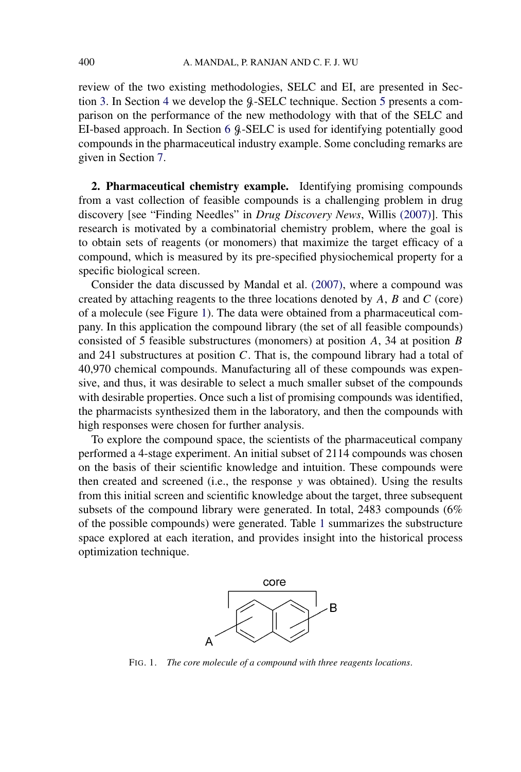review of the two existing methodologies, SELC and EI, are presented in Section 3. In Section 4 we develop the $\mathcal{G}$-SELC technique. Section 5 presents a comparison on the performance of the new methodology with that of the SELC and EI-based approach. In Section 6 $\mathcal{G}$-SELC is used for identifying potentially good compounds in the pharmaceutical industry example. Some concluding remarks are given in Section 7.

## 2. Pharmaceutical chemistry example.

Identifying promising compounds from a vast collection of feasible compounds is a challenging problem in drug discovery [see "Finding Needles" in *Drug Discovery News*, Willis (2007)]. This research is motivated by a combinatorial chemistry problem, where the goal is to obtain sets of reagents (or monomers) that maximize the target efficacy of a compound, which is measured by its pre-specified physiochemical property for a specific biological screen.

Consider the data discussed by Mandal et al. (2007), where a compound was created by attaching reagents to the three locations denoted by $A$, $B$ and $C$ (core) of a molecule (see Figure 1). The data were obtained from a pharmaceutical company. In this application the compound library (the set of all feasible compounds) consisted of 5 feasible substructures (monomers) at position $A$, 34 at position $B$ and 241 substructures at position $C$. That is, the compound library had a total of 40,970 chemical compounds. Manufacturing all of these compounds was expensive, and thus, it was desirable to select a much smaller subset of the compounds with desirable properties. Once such a list of promising compounds was identified, the pharmacists synthesized them in the laboratory, and then the compounds with high responses were chosen for further analysis.

To explore the compound space, the scientists of the pharmaceutical company performed a 4-stage experiment. An initial subset of 2114 compounds was chosen on the basis of their scientific knowledge and intuition. These compounds were then created and screened (i.e., the response $y$ was obtained). Using the results from this initial screen and scientific knowledge about the target, three subsequent subsets of the compound library were generated. In total, 2483 compounds (6% of the possible compounds) were generated. Table 1 summarizes the substructure space explored at each iteration, and provides insight into the historical process optimization technique.

FIG. 1. *The core molecule of a compound with three reagents locations.*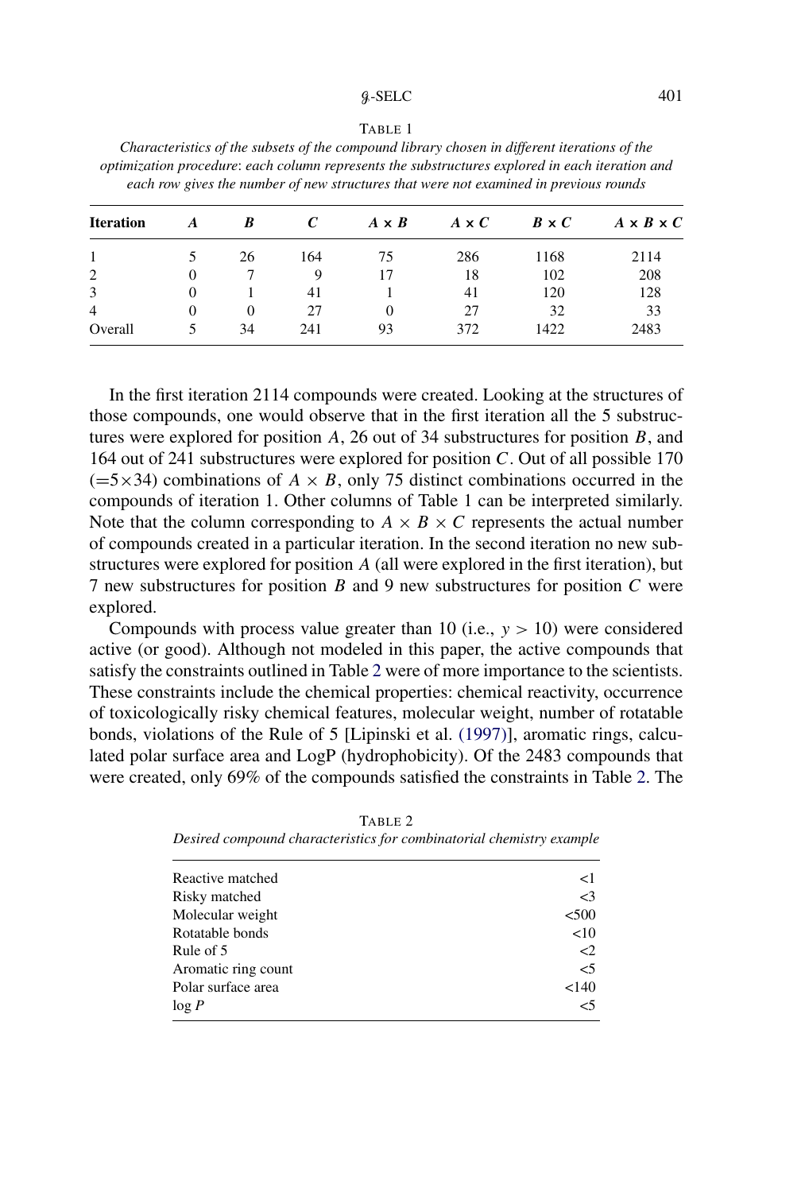TABLE 1

*Characteristics of the subsets of the compound library chosen in different iterations of the optimization procedure: each column represents the substructures explored in each iteration and each row gives the number of new structures that were not examined in previous rounds*

| **Iteration** | $A$ | $B$ | $C$ | $A \times B$ | $A \times C$ | $B \times C$ | $A \times B \times C$ |
|---|---|---|---|---|---|---|---|
| 1 | 5 | 26 | 164 | 75 | 286 | 1168 | 2114 |
| 2 | 0 | 7 | 9 | 17 | 18 | 102 | 208 |
| 3 | 0 | 1 | 41 | 1 | 41 | 120 | 128 |
| 4 | 0 | 0 | 27 | 0 | 27 | 32 | 33 |
| Overall | 5 | 34 | 241 | 93 | 372 | 1422 | 2483 |

In the first iteration 2114 compounds were created. Looking at the structures of those compounds, one would observe that in the first iteration all the 5 substructures were explored for position $A$, 26 out of 34 substructures for position $B$, and 164 out of 241 substructures were explored for position $C$. Out of all possible 170 ($=5\times34$) combinations of $A \times B$, only 75 distinct combinations occurred in the compounds of iteration 1. Other columns of Table 1 can be interpreted similarly. Note that the column corresponding to $A \times B \times C$ represents the actual number of compounds created in a particular iteration. In the second iteration no new substructures were explored for position $A$ (all were explored in the first iteration), but 7 new substructures for position $B$ and 9 new substructures for position $C$ were explored.

Compounds with process value greater than 10 (i.e., $y > 10$) were considered active (or good). Although not modeled in this paper, the active compounds that satisfy the constraints outlined in Table 2 were of more importance to the scientists. These constraints include the chemical properties: chemical reactivity, occurrence of toxicologically risky chemical features, molecular weight, number of rotatable bonds, violations of the Rule of 5 [Lipinski et al. (1997)], aromatic rings, calculated polar surface area and LogP (hydrophobicity). Of the 2483 compounds that were created, only 69% of the compounds satisfied the constraints in Table 2. The

TABLE 2

*Desired compound characteristics for combinatorial chemistry example*

| | |
|---|---|
| Reactive matched | <1 |
| Risky matched | <3 |
| Molecular weight | <500 |
| Rotatable bonds | <10 |
| Rule of 5 | <2 |
| Aromatic ring count | <5 |
| Polar surface area | <140 |
| $\log P$ | <5 |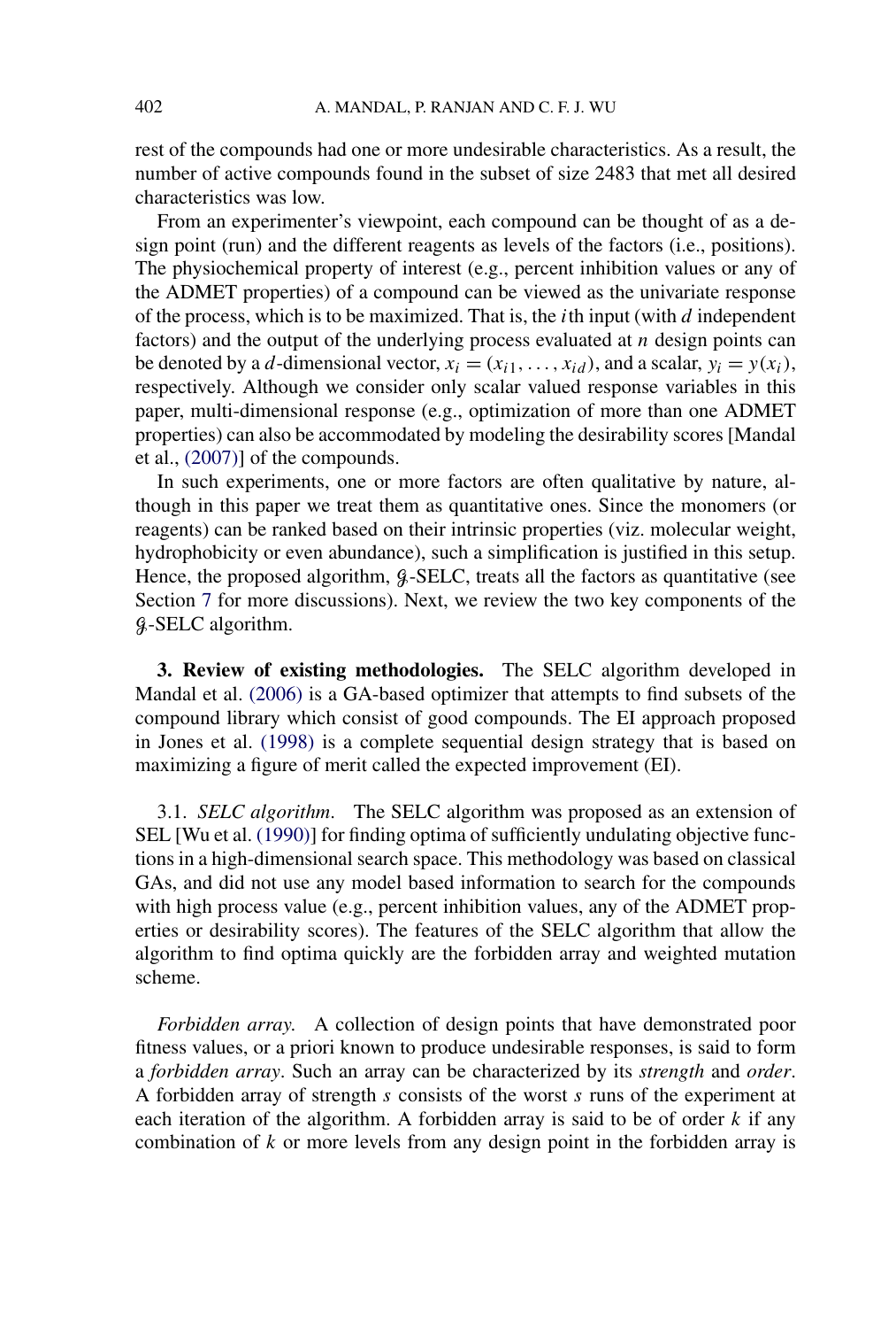rest of the compounds had one or more undesirable characteristics. As a result, the number of active compounds found in the subset of size 2483 that met all desired characteristics was low.

From an experimenter's viewpoint, each compound can be thought of as a design point (run) and the different reagents as levels of the factors (i.e., positions). The physiochemical property of interest (e.g., percent inhibition values or any of the ADMET properties) of a compound can be viewed as the univariate response of the process, which is to be maximized. That is, the $i$th input (with $d$ independent factors) and the output of the underlying process evaluated at $n$ design points can be denoted by a $d$-dimensional vector, $x_i = (x_{i1}, \ldots, x_{id})$, and a scalar, $y_i = y(x_i)$, respectively. Although we consider only scalar valued response variables in this paper, multi-dimensional response (e.g., optimization of more than one ADMET properties) can also be accommodated by modeling the desirability scores [Mandal et al., (2007)] of the compounds.

In such experiments, one or more factors are often qualitative by nature, although in this paper we treat them as quantitative ones. Since the monomers (or reagents) can be ranked based on their intrinsic properties (viz. molecular weight, hydrophobicity or even abundance), such a simplification is justified in this setup. Hence, the proposed algorithm, $\mathcal{G}$-SELC, treats all the factors as quantitative (see Section 7 for more discussions). Next, we review the two key components of the $\mathcal{G}$-SELC algorithm.

## 3. Review of existing methodologies.

The SELC algorithm developed in Mandal et al. (2006) is a GA-based optimizer that attempts to find subsets of the compound library which consist of good compounds. The EI approach proposed in Jones et al. (1998) is a complete sequential design strategy that is based on maximizing a figure of merit called the expected improvement (EI).

### 3.1. *SELC algorithm*.

The SELC algorithm was proposed as an extension of SEL [Wu et al. (1990)] for finding optima of sufficiently undulating objective functions in a high-dimensional search space. This methodology was based on classical GAs, and did not use any model based information to search for the compounds with high process value (e.g., percent inhibition values, any of the ADMET properties or desirability scores). The features of the SELC algorithm that allow the algorithm to find optima quickly are the forbidden array and weighted mutation scheme.

*Forbidden array.* A collection of design points that have demonstrated poor fitness values, or a priori known to produce undesirable responses, is said to form a *forbidden array*. Such an array can be characterized by its *strength* and *order*. A forbidden array of strength $s$ consists of the worst $s$ runs of the experiment at each iteration of the algorithm. A forbidden array is said to be of order $k$ if any combination of $k$ or more levels from any design point in the forbidden array is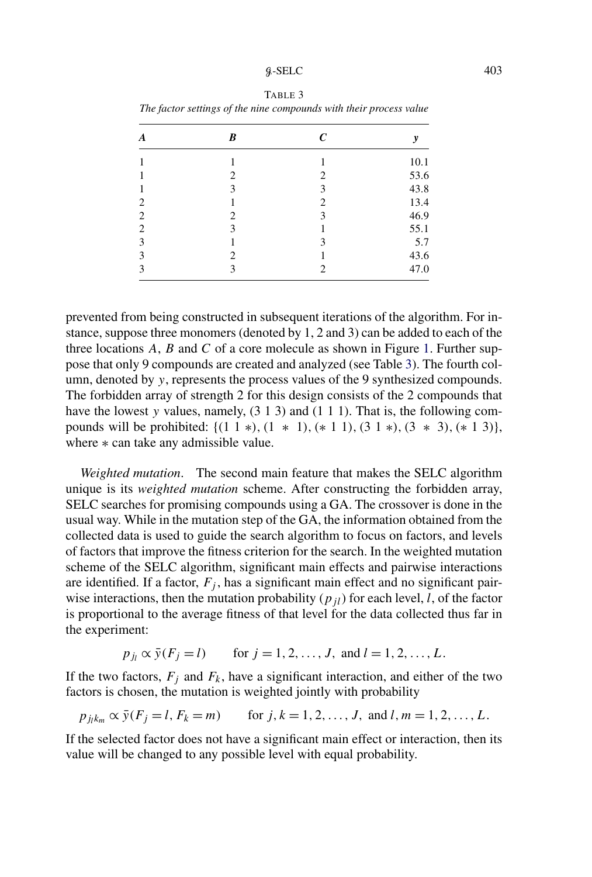TABLE 3
*The factor settings of the nine compounds with their process value*

| $A$ | $B$ | $C$ | $y$ |
|---|---|---|---|
| 1 | 1 | 1 | 10.1 |
| 1 | 2 | 2 | 53.6 |
| 1 | 3 | 3 | 43.8 |
| 2 | 1 | 2 | 13.4 |
| 2 | 2 | 3 | 46.9 |
| 2 | 3 | 1 | 55.1 |
| 3 | 1 | 3 | 5.7 |
| 3 | 2 | 1 | 43.6 |
| 3 | 3 | 2 | 47.0 |

prevented from being constructed in subsequent iterations of the algorithm. For instance, suppose three monomers (denoted by 1, 2 and 3) can be added to each of the three locations $A$, $B$ and $C$ of a core molecule as shown in Figure 1. Further suppose that only 9 compounds are created and analyzed (see Table 3). The fourth column, denoted by $y$, represents the process values of the 9 synthesized compounds. The forbidden array of strength 2 for this design consists of the 2 compounds that have the lowest $y$ values, namely, (3 1 3) and (1 1 1). That is, the following compounds will be prohibited: $\{(1\ 1\ *), (1\ *\ 1), (*\ 1\ 1), (3\ 1\ *), (3\ *\ 3), (*\ 1\ 3)\}$, where $*$ can take any admissible value.

*Weighted mutation*. The second main feature that makes the SELC algorithm unique is its *weighted mutation* scheme. After constructing the forbidden array, SELC searches for promising compounds using a GA. The crossover is done in the usual way. While in the mutation step of the GA, the information obtained from the collected data is used to guide the search algorithm to focus on factors, and levels of factors that improve the fitness criterion for the search. In the weighted mutation scheme of the SELC algorithm, significant main effects and pairwise interactions are identified. If a factor, $F_j$, has a significant main effect and no significant pairwise interactions, then the mutation probability ($p_{jl}$) for each level, $l$, of the factor is proportional to the average fitness of that level for the data collected thus far in the experiment:

$$p_{j_l} \propto \bar{y}(F_j = l) \qquad \text{for } j = 1, 2, \ldots, J, \text{ and } l = 1, 2, \ldots, L.$$

If the two factors, $F_j$ and $F_k$, have a significant interaction, and either of the two factors is chosen, the mutation is weighted jointly with probability

$$p_{j_l k_m} \propto \bar{y}(F_j = l, F_k = m) \qquad \text{for } j, k = 1, 2, \ldots, J, \text{ and } l, m = 1, 2, \ldots, L.$$

If the selected factor does not have a significant main effect or interaction, then its value will be changed to any possible level with equal probability.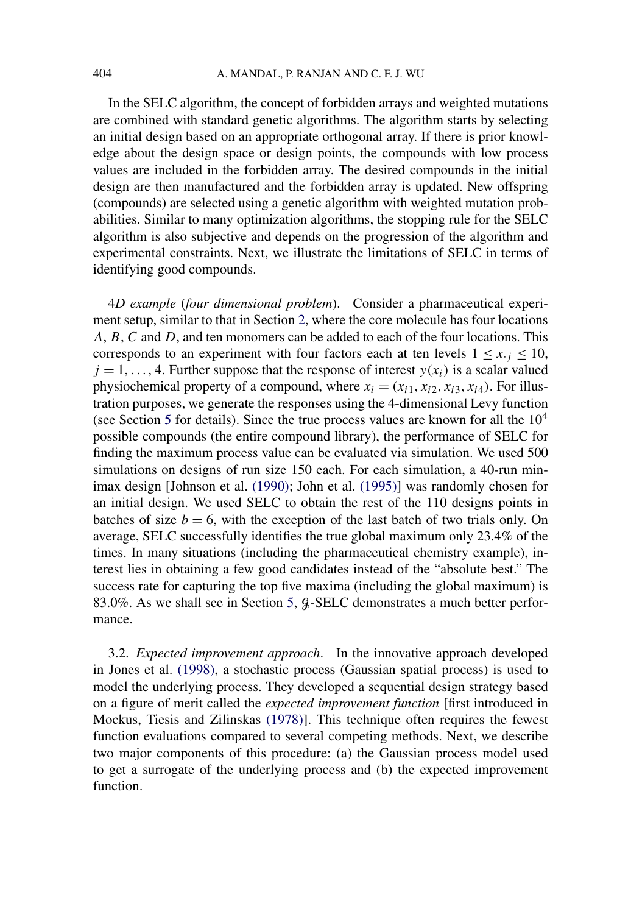In the SELC algorithm, the concept of forbidden arrays and weighted mutations are combined with standard genetic algorithms. The algorithm starts by selecting an initial design based on an appropriate orthogonal array. If there is prior knowledge about the design space or design points, the compounds with low process values are included in the forbidden array. The desired compounds in the initial design are then manufactured and the forbidden array is updated. New offspring (compounds) are selected using a genetic algorithm with weighted mutation probabilities. Similar to many optimization algorithms, the stopping rule for the SELC algorithm is also subjective and depends on the progression of the algorithm and experimental constraints. Next, we illustrate the limitations of SELC in terms of identifying good compounds.

*4D example* (*four dimensional problem*). Consider a pharmaceutical experiment setup, similar to that in Section 2, where the core molecule has four locations $A$, $B$, $C$ and $D$, and ten monomers can be added to each of the four locations. This corresponds to an experiment with four factors each at ten levels $1 \le x_{\cdot j} \le 10$, $j = 1, \ldots, 4$. Further suppose that the response of interest $y(x_i)$ is a scalar valued physiochemical property of a compound, where $x_i = (x_{i1}, x_{i2}, x_{i3}, x_{i4})$. For illustration purposes, we generate the responses using the 4-dimensional Levy function (see Section 5 for details). Since the true process values are known for all the $10^4$ possible compounds (the entire compound library), the performance of SELC for finding the maximum process value can be evaluated via simulation. We used 500 simulations on designs of run size 150 each. For each simulation, a 40-run minimax design [Johnson et al. (1990); John et al. (1995)] was randomly chosen for an initial design. We used SELC to obtain the rest of the 110 designs points in batches of size $b = 6$, with the exception of the last batch of two trials only. On average, SELC successfully identifies the true global maximum only 23.4% of the times. In many situations (including the pharmaceutical chemistry example), interest lies in obtaining a few good candidates instead of the "absolute best." The success rate for capturing the top five maxima (including the global maximum) is 83.0%. As we shall see in Section 5, $\mathcal{G}$-SELC demonstrates a much better performance.

3.2. *Expected improvement approach*. In the innovative approach developed in Jones et al. (1998), a stochastic process (Gaussian spatial process) is used to model the underlying process. They developed a sequential design strategy based on a figure of merit called the *expected improvement function* [first introduced in Mockus, Tiesis and Zilinskas (1978)]. This technique often requires the fewest function evaluations compared to several competing methods. Next, we describe two major components of this procedure: (a) the Gaussian process model used to get a surrogate of the underlying process and (b) the expected improvement function.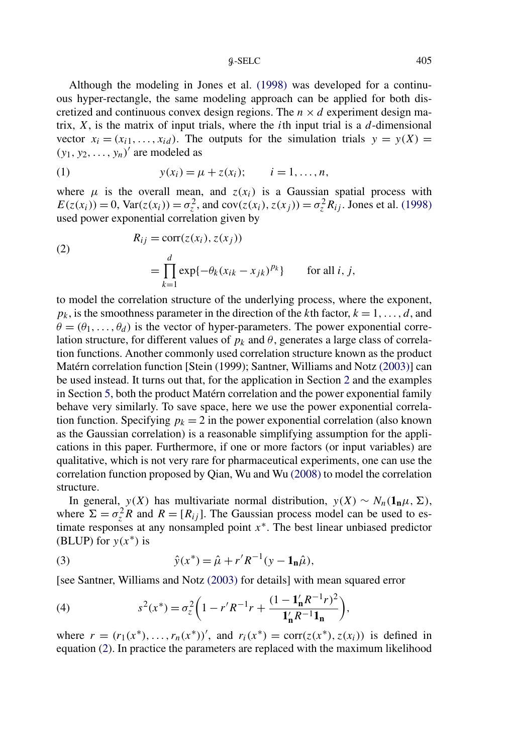Although the modeling in Jones et al. (1998) was developed for a continuous hyper-rectangle, the same modeling approach can be applied for both discretized and continuous convex design regions. The $n \times d$ experiment design matrix, $X$, is the matrix of input trials, where the $i$th input trial is a $d$-dimensional vector $x_i = (x_{i1}, \ldots, x_{id})$. The outputs for the simulation trials $y = y(X) = (y_1, y_2, \ldots, y_n)'$ are modeled as

$$y(x_i) = \mu + z(x_i); \qquad i = 1, \ldots, n, \tag{1}$$

where $\mu$ is the overall mean, and $z(x_i)$ is a Gaussian spatial process with $E(z(x_i)) = 0$, $\mathrm{Var}(z(x_i)) = \sigma_z^2$, and $\mathrm{cov}(z(x_i), z(x_j)) = \sigma_z^2 R_{ij}$. Jones et al. (1998) used power exponential correlation given by

$$\begin{aligned} R_{ij} &= \mathrm{corr}(z(x_i), z(x_j)) \\ &= \prod_{k=1}^{d} \exp\{-\theta_k (x_{ik} - x_{jk})^{p_k}\} \qquad \text{for all } i, j, \end{aligned} \tag{2}$$

to model the correlation structure of the underlying process, where the exponent, $p_k$, is the smoothness parameter in the direction of the $k$th factor, $k = 1, \ldots, d$, and $\theta = (\theta_1, \ldots, \theta_d)$ is the vector of hyper-parameters. The power exponential correlation structure, for different values of $p_k$ and $\theta$, generates a large class of correlation functions. Another commonly used correlation structure known as the product Matérn correlation function [Stein (1999); Santner, Williams and Notz (2003)] can be used instead. It turns out that, for the application in Section 2 and the examples in Section 5, both the product Matérn correlation and the power exponential family behave very similarly. To save space, here we use the power exponential correlation function. Specifying $p_k = 2$ in the power exponential correlation (also known as the Gaussian correlation) is a reasonable simplifying assumption for the applications in this paper. Furthermore, if one or more factors (or input variables) are qualitative, which is not very rare for pharmaceutical experiments, one can use the correlation function proposed by Qian, Wu and Wu (2008) to model the correlation structure.

In general, $y(X)$ has multivariate normal distribution, $y(X) \sim N_n(\mathbf{1_n}\mu, \Sigma)$, where $\Sigma = \sigma_z^2 R$ and $R = [R_{ij}]$. The Gaussian process model can be used to estimate responses at any nonsampled point $x^*$. The best linear unbiased predictor (BLUP) for $y(x^*)$ is

$$\hat{y}(x^*) = \hat{\mu} + r' R^{-1}(y - \mathbf{1_n}\hat{\mu}), \tag{3}$$

[see Santner, Williams and Notz (2003) for details] with mean squared error

$$s^2(x^*) = \sigma_z^2 \left(1 - r' R^{-1} r + \frac{(1 - \mathbf{1_n}' R^{-1} r)^2}{\mathbf{1_n}' R^{-1} \mathbf{1_n}}\right), \tag{4}$$

where $r = (r_1(x^*), \ldots, r_n(x^*))'$, and $r_i(x^*) = \mathrm{corr}(z(x^*), z(x_i))$ is defined in equation (2). In practice the parameters are replaced with the maximum likelihood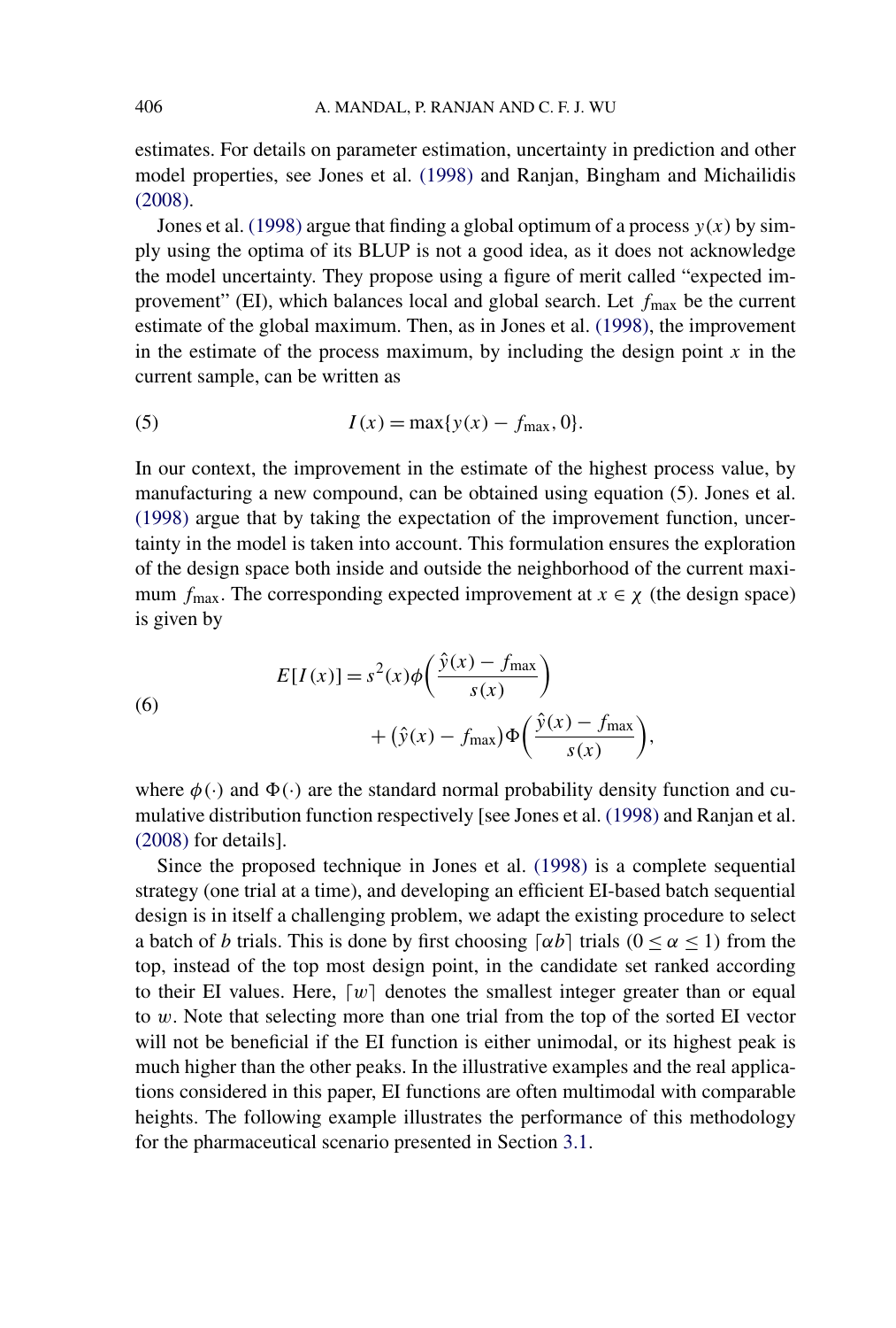estimates. For details on parameter estimation, uncertainty in prediction and other model properties, see Jones et al. (1998) and Ranjan, Bingham and Michailidis (2008).

Jones et al. (1998) argue that finding a global optimum of a process $y(x)$ by simply using the optima of its BLUP is not a good idea, as it does not acknowledge the model uncertainty. They propose using a figure of merit called "expected improvement" (EI), which balances local and global search. Let $f_{\max}$ be the current estimate of the global maximum. Then, as in Jones et al. (1998), the improvement in the estimate of the process maximum, by including the design point $x$ in the current sample, can be written as

$$I(x) = \max\{y(x) - f_{\max}, 0\}. \tag{5}$$

In our context, the improvement in the estimate of the highest process value, by manufacturing a new compound, can be obtained using equation (5). Jones et al. (1998) argue that by taking the expectation of the improvement function, uncertainty in the model is taken into account. This formulation ensures the exploration of the design space both inside and outside the neighborhood of the current maximum $f_{\max}$. The corresponding expected improvement at $x \in \chi$ (the design space) is given by

$$E[I(x)] = s^2(x)\phi\left(\frac{\hat{y}(x) - f_{\max}}{s(x)}\right) + (\hat{y}(x) - f_{\max})\Phi\left(\frac{\hat{y}(x) - f_{\max}}{s(x)}\right), \tag{6}$$

where $\phi(\cdot)$ and $\Phi(\cdot)$ are the standard normal probability density function and cumulative distribution function respectively [see Jones et al. (1998) and Ranjan et al. (2008) for details].

Since the proposed technique in Jones et al. (1998) is a complete sequential strategy (one trial at a time), and developing an efficient EI-based batch sequential design is in itself a challenging problem, we adapt the existing procedure to select a batch of $b$ trials. This is done by first choosing $\lceil \alpha b \rceil$ trials $(0 \leq \alpha \leq 1)$ from the top, instead of the top most design point, in the candidate set ranked according to their EI values. Here, $\lceil w \rceil$ denotes the smallest integer greater than or equal to $w$. Note that selecting more than one trial from the top of the sorted EI vector will not be beneficial if the EI function is either unimodal, or its highest peak is much higher than the other peaks. In the illustrative examples and the real applications considered in this paper, EI functions are often multimodal with comparable heights. The following example illustrates the performance of this methodology for the pharmaceutical scenario presented in Section 3.1.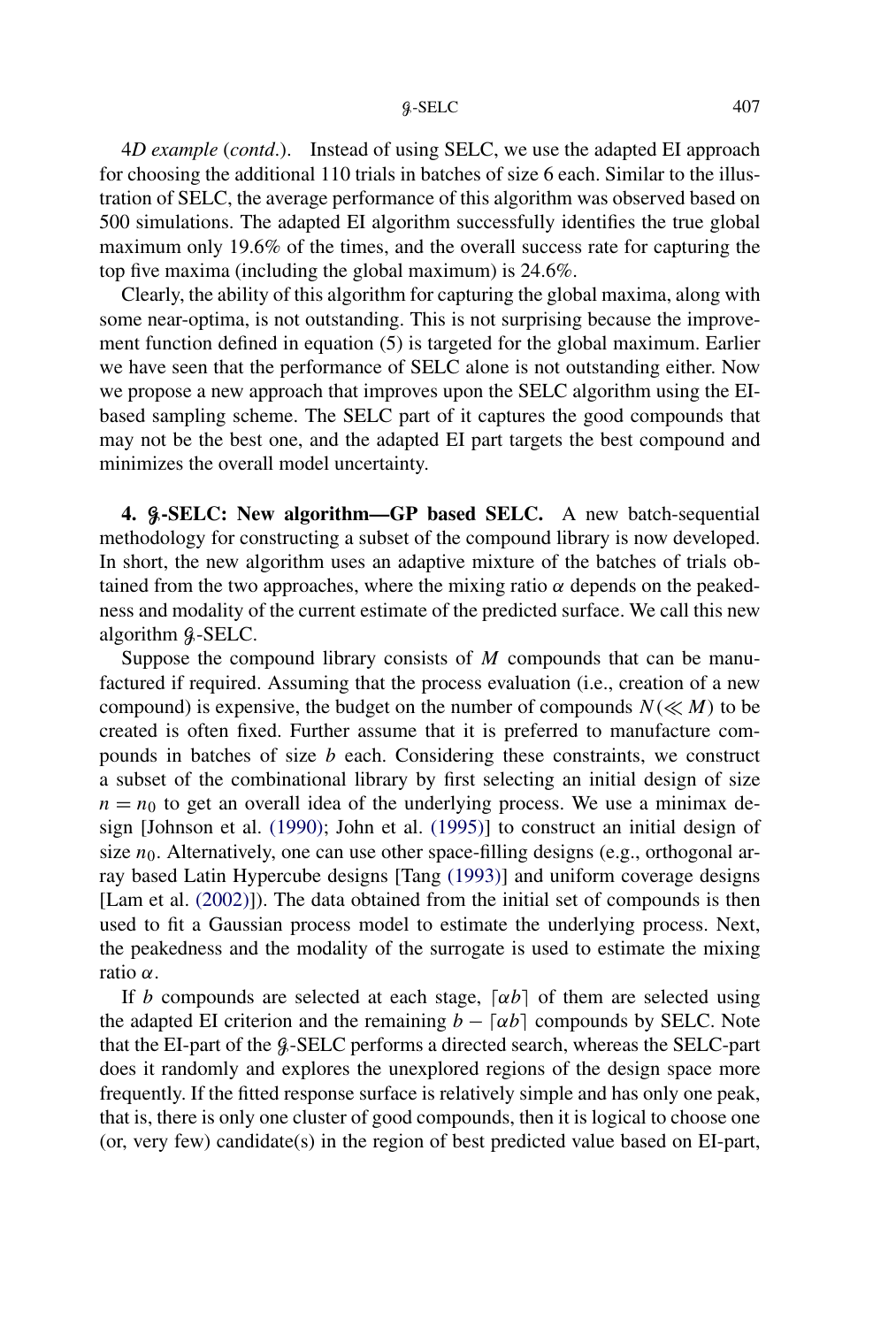*4D example* (*contd.*). Instead of using SELC, we use the adapted EI approach for choosing the additional 110 trials in batches of size 6 each. Similar to the illustration of SELC, the average performance of this algorithm was observed based on 500 simulations. The adapted EI algorithm successfully identifies the true global maximum only 19.6% of the times, and the overall success rate for capturing the top five maxima (including the global maximum) is 24.6%.

Clearly, the ability of this algorithm for capturing the global maxima, along with some near-optima, is not outstanding. This is not surprising because the improvement function defined in equation (5) is targeted for the global maximum. Earlier we have seen that the performance of SELC alone is not outstanding either. Now we propose a new approach that improves upon the SELC algorithm using the EI-based sampling scheme. The SELC part of it captures the good compounds that may not be the best one, and the adapted EI part targets the best compound and minimizes the overall model uncertainty.

## 4. $\mathcal{G}$-SELC: New algorithm—GP based SELC.

A new batch-sequential methodology for constructing a subset of the compound library is now developed. In short, the new algorithm uses an adaptive mixture of the batches of trials obtained from the two approaches, where the mixing ratio $\alpha$ depends on the peakedness and modality of the current estimate of the predicted surface. We call this new algorithm $\mathcal{G}$-SELC.

Suppose the compound library consists of $M$ compounds that can be manufactured if required. Assuming that the process evaluation (i.e., creation of a new compound) is expensive, the budget on the number of compounds $N(\ll M)$ to be created is often fixed. Further assume that it is preferred to manufacture compounds in batches of size $b$ each. Considering these constraints, we construct a subset of the combinational library by first selecting an initial design of size $n = n_0$ to get an overall idea of the underlying process. We use a minimax design [Johnson et al. (1990); John et al. (1995)] to construct an initial design of size $n_0$. Alternatively, one can use other space-filling designs (e.g., orthogonal array based Latin Hypercube designs [Tang (1993)] and uniform coverage designs [Lam et al. (2002)]). The data obtained from the initial set of compounds is then used to fit a Gaussian process model to estimate the underlying process. Next, the peakedness and the modality of the surrogate is used to estimate the mixing ratio $\alpha$.

If $b$ compounds are selected at each stage, $\lceil \alpha b \rceil$ of them are selected using the adapted EI criterion and the remaining $b - \lceil \alpha b \rceil$ compounds by SELC. Note that the EI-part of the $\mathcal{G}$-SELC performs a directed search, whereas the SELC-part does it randomly and explores the unexplored regions of the design space more frequently. If the fitted response surface is relatively simple and has only one peak, that is, there is only one cluster of good compounds, then it is logical to choose one (or, very few) candidate(s) in the region of best predicted value based on EI-part,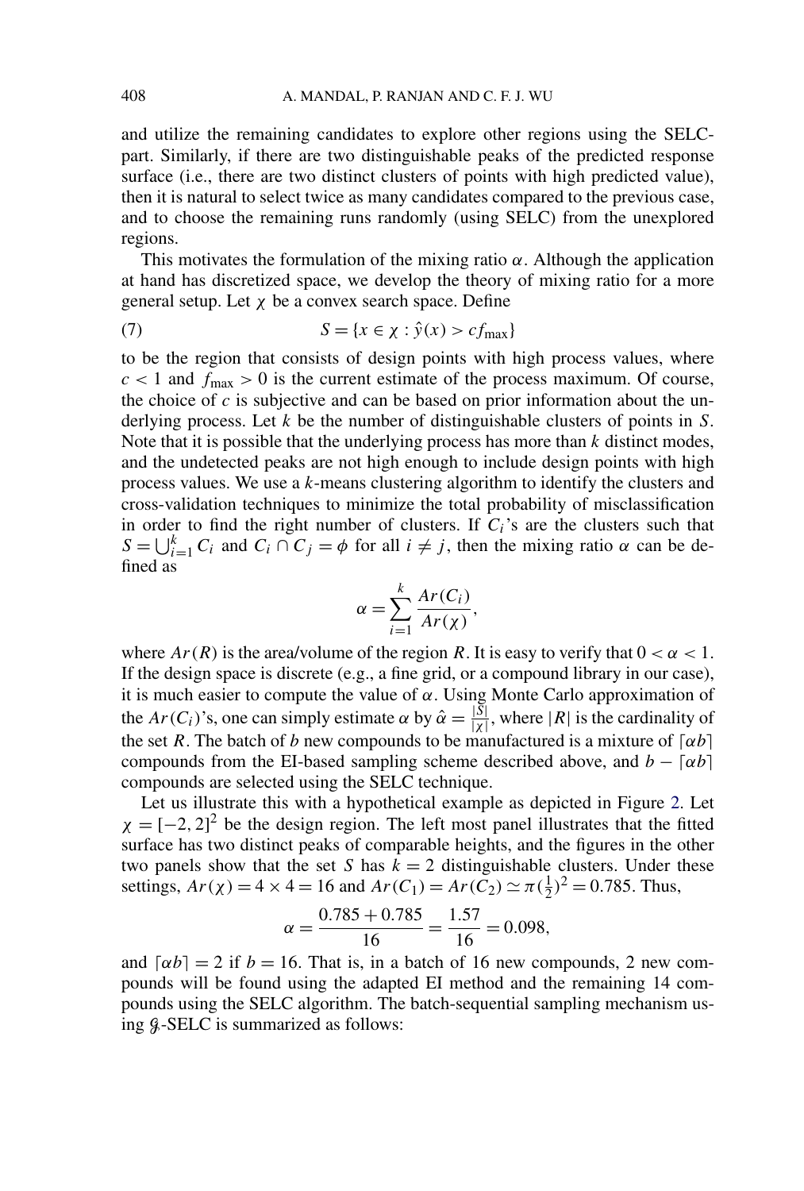and utilize the remaining candidates to explore other regions using the SELC-part. Similarly, if there are two distinguishable peaks of the predicted response surface (i.e., there are two distinct clusters of points with high predicted value), then it is natural to select twice as many candidates compared to the previous case, and to choose the remaining runs randomly (using SELC) from the unexplored regions.

This motivates the formulation of the mixing ratio $\alpha$. Although the application at hand has discretized space, we develop the theory of mixing ratio for a more general setup. Let $\chi$ be a convex search space. Define

$$S = \{x \in \chi : \hat{y}(x) > cf_{\max}\} \tag{7}$$

to be the region that consists of design points with high process values, where $c < 1$ and $f_{\max} > 0$ is the current estimate of the process maximum. Of course, the choice of $c$ is subjective and can be based on prior information about the underlying process. Let $k$ be the number of distinguishable clusters of points in $S$. Note that it is possible that the underlying process has more than $k$ distinct modes, and the undetected peaks are not high enough to include design points with high process values. We use a $k$-means clustering algorithm to identify the clusters and cross-validation techniques to minimize the total probability of misclassification in order to find the right number of clusters. If $C_i$'s are the clusters such that $S = \bigcup_{i=1}^{k} C_i$ and $C_i \cap C_j = \phi$ for all $i \neq j$, then the mixing ratio $\alpha$ can be defined as

$$\alpha = \sum_{i=1}^{k} \frac{Ar(C_i)}{Ar(\chi)},$$

where $Ar(R)$ is the area/volume of the region $R$. It is easy to verify that $0 < \alpha < 1$. If the design space is discrete (e.g., a fine grid, or a compound library in our case), it is much easier to compute the value of $\alpha$. Using Monte Carlo approximation of the $Ar(C_i)$'s, one can simply estimate $\alpha$ by $\hat{\alpha} = \frac{|S|}{|\chi|}$, where $|R|$ is the cardinality of the set $R$. The batch of $b$ new compounds to be manufactured is a mixture of $\lceil \alpha b \rceil$ compounds from the EI-based sampling scheme described above, and $b - \lceil \alpha b \rceil$ compounds are selected using the SELC technique.

Let us illustrate this with a hypothetical example as depicted in Figure 2. Let $\chi = [-2, 2]^2$ be the design region. The left most panel illustrates that the fitted surface has two distinct peaks of comparable heights, and the figures in the other two panels show that the set $S$ has $k = 2$ distinguishable clusters. Under these settings, $Ar(\chi) = 4 \times 4 = 16$ and $Ar(C_1) = Ar(C_2) \simeq \pi(\frac{1}{2})^2 = 0.785$. Thus,

$$\alpha = \frac{0.785 + 0.785}{16} = \frac{1.57}{16} = 0.098,$$

and $\lceil \alpha b \rceil = 2$ if $b = 16$. That is, in a batch of 16 new compounds, 2 new compounds will be found using the adapted EI method and the remaining 14 compounds using the SELC algorithm. The batch-sequential sampling mechanism using $\mathcal{G}$-SELC is summarized as follows: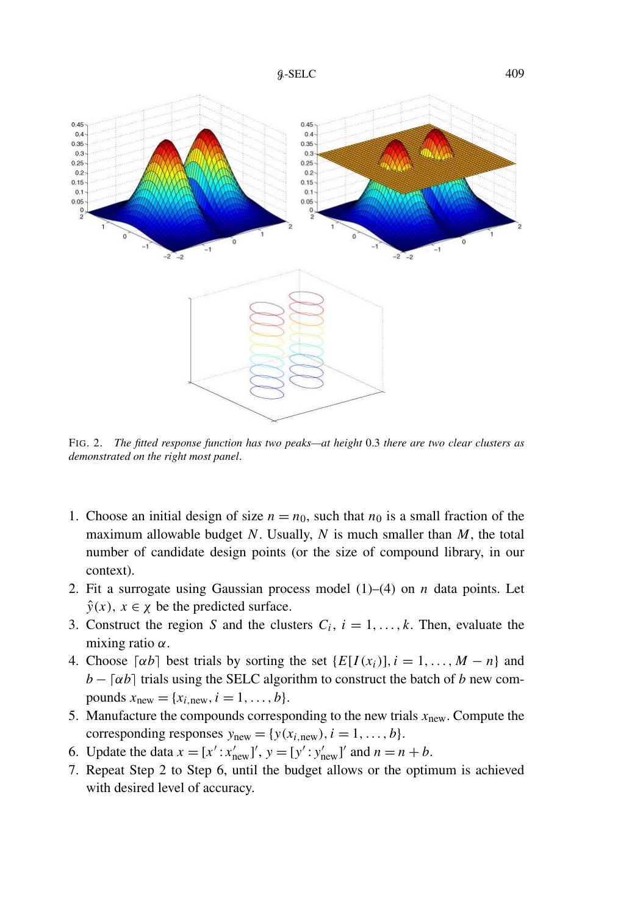FIG. 2. *The fitted response function has two peaks—at height* 0.3 *there are two clear clusters as demonstrated on the right most panel.*

1. Choose an initial design of size $n = n_0$, such that $n_0$ is a small fraction of the maximum allowable budget $N$. Usually, $N$ is much smaller than $M$, the total number of candidate design points (or the size of compound library, in our context).
2. Fit a surrogate using Gaussian process model (1)–(4) on $n$ data points. Let $\hat{y}(x)$, $x \in \chi$ be the predicted surface.
3. Construct the region $S$ and the clusters $C_i$, $i = 1, \ldots, k$. Then, evaluate the mixing ratio $\alpha$.
4. Choose $\lceil \alpha b \rceil$ best trials by sorting the set $\{E[I(x_i)], i = 1, \ldots, M - n\}$ and $b - \lceil \alpha b \rceil$ trials using the SELC algorithm to construct the batch of $b$ new compounds $x_{\text{new}} = \{x_{i,\text{new}}, i = 1, \ldots, b\}$.
5. Manufacture the compounds corresponding to the new trials $x_{\text{new}}$. Compute the corresponding responses $y_{\text{new}} = \{y(x_{i,\text{new}}), i = 1, \ldots, b\}$.
6. Update the data $x = [x' : x'_{\text{new}}]'$, $y = [y' : y'_{\text{new}}]'$ and $n = n + b$.
7. Repeat Step 2 to Step 6, until the budget allows or the optimum is achieved with desired level of accuracy.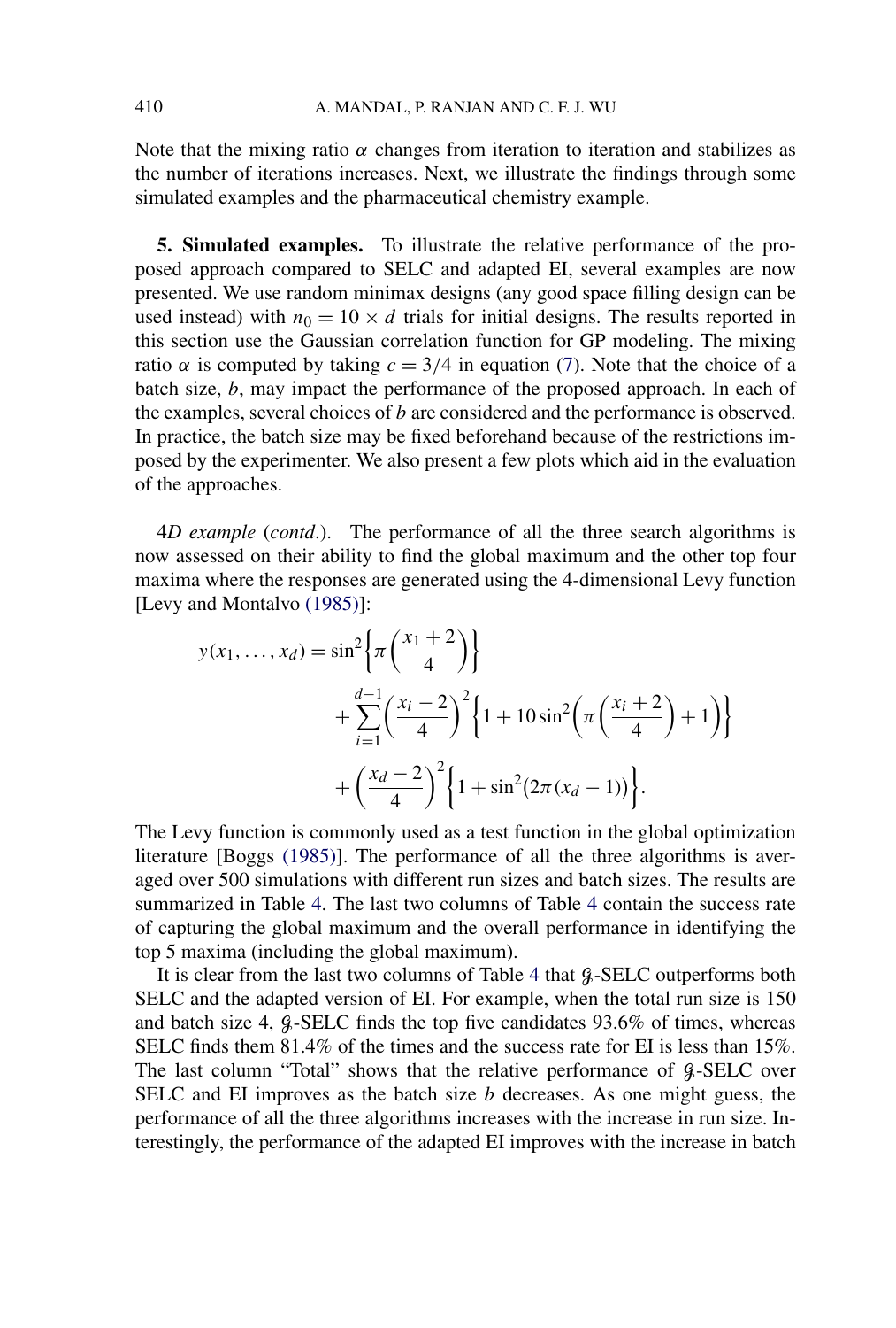Note that the mixing ratio $\alpha$ changes from iteration to iteration and stabilizes as the number of iterations increases. Next, we illustrate the findings through some simulated examples and the pharmaceutical chemistry example.

## 5. Simulated examples.

To illustrate the relative performance of the proposed approach compared to SELC and adapted EI, several examples are now presented. We use random minimax designs (any good space filling design can be used instead) with $n_0 = 10 \times d$ trials for initial designs. The results reported in this section use the Gaussian correlation function for GP modeling. The mixing ratio $\alpha$ is computed by taking $c = 3/4$ in equation (7). Note that the choice of a batch size, $b$, may impact the performance of the proposed approach. In each of the examples, several choices of $b$ are considered and the performance is observed. In practice, the batch size may be fixed beforehand because of the restrictions imposed by the experimenter. We also present a few plots which aid in the evaluation of the approaches.

*4D example* (*contd*.). The performance of all the three search algorithms is now assessed on their ability to find the global maximum and the other top four maxima where the responses are generated using the 4-dimensional Levy function [Levy and Montalvo (1985)]:

$$y(x_1, \ldots, x_d) = \sin^2\left\{\pi\left(\frac{x_1+2}{4}\right)\right\} + \sum_{i=1}^{d-1}\left(\frac{x_i-2}{4}\right)^2\left\{1 + 10\sin^2\left(\pi\left(\frac{x_i+2}{4}\right)+1\right)\right\} + \left(\frac{x_d-2}{4}\right)^2\left\{1+\sin^2\left(2\pi(x_d-1)\right)\right\}.$$

The Levy function is commonly used as a test function in the global optimization literature [Boggs (1985)]. The performance of all the three algorithms is averaged over 500 simulations with different run sizes and batch sizes. The results are summarized in Table 4. The last two columns of Table 4 contain the success rate of capturing the global maximum and the overall performance in identifying the top 5 maxima (including the global maximum).

It is clear from the last two columns of Table 4 that $\mathcal{G}$-SELC outperforms both SELC and the adapted version of EI. For example, when the total run size is 150 and batch size 4, $\mathcal{G}$-SELC finds the top five candidates 93.6% of times, whereas SELC finds them 81.4% of the times and the success rate for EI is less than 15%. The last column "Total" shows that the relative performance of $\mathcal{G}$-SELC over SELC and EI improves as the batch size $b$ decreases. As one might guess, the performance of all the three algorithms increases with the increase in run size. Interestingly, the performance of the adapted EI improves with the increase in batch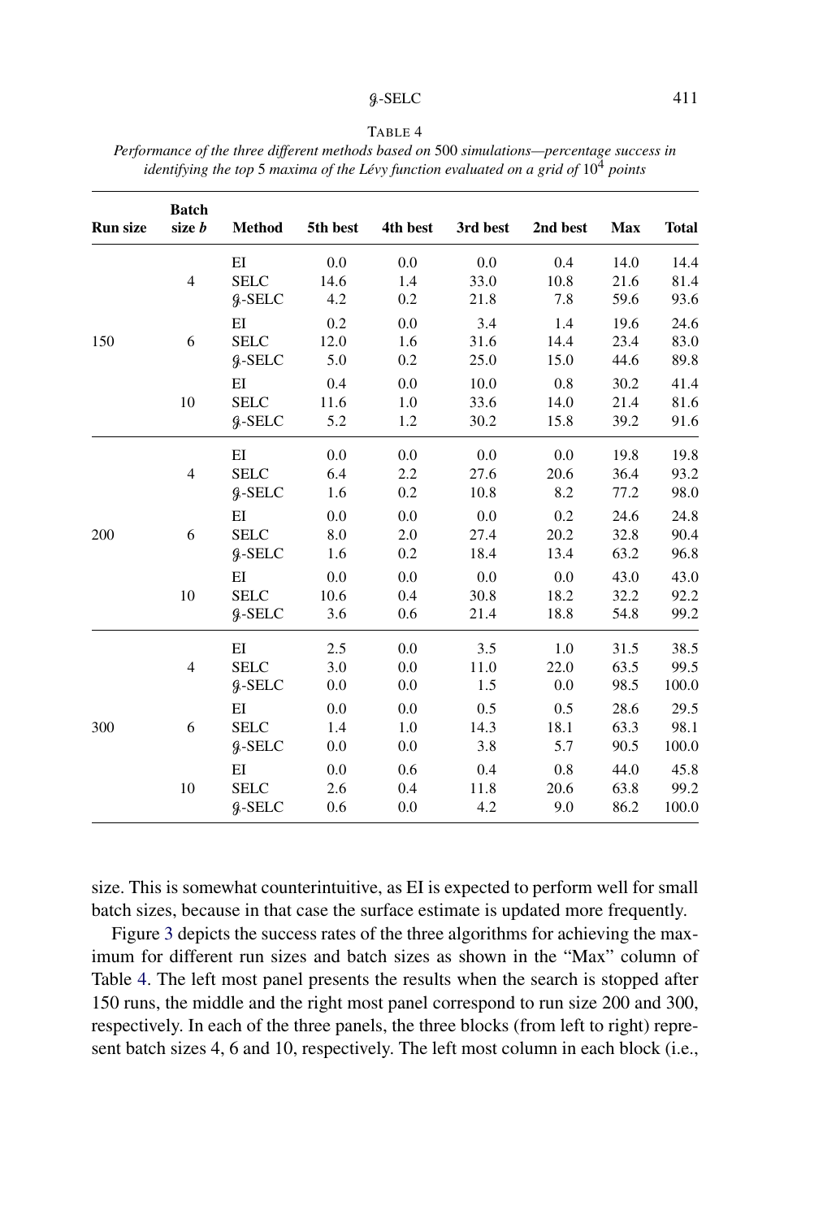TABLE 4

*Performance of the three different methods based on 500 simulations—percentage success in identifying the top 5 maxima of the Lévy function evaluated on a grid of $10^4$ points*

| Run size | Batch size $b$ | Method | 5th best | 4th best | 3rd best | 2nd best | Max | Total |
|---|---|---|---|---|---|---|---|---|
| 150 | 4 | EI | 0.0 | 0.0 | 0.0 | 0.4 | 14.0 | 14.4 |
| | | SELC | 14.6 | 1.4 | 33.0 | 10.8 | 21.6 | 81.4 |
| | | $\mathcal{G}$-SELC | 4.2 | 0.2 | 21.8 | 7.8 | 59.6 | 93.6 |
| | 6 | EI | 0.2 | 0.0 | 3.4 | 1.4 | 19.6 | 24.6 |
| | | SELC | 12.0 | 1.6 | 31.6 | 14.4 | 23.4 | 83.0 |
| | | $\mathcal{G}$-SELC | 5.0 | 0.2 | 25.0 | 15.0 | 44.6 | 89.8 |
| | 10 | EI | 0.4 | 0.0 | 10.0 | 0.8 | 30.2 | 41.4 |
| | | SELC | 11.6 | 1.0 | 33.6 | 14.0 | 21.4 | 81.6 |
| | | $\mathcal{G}$-SELC | 5.2 | 1.2 | 30.2 | 15.8 | 39.2 | 91.6 |
| 200 | 4 | EI | 0.0 | 0.0 | 0.0 | 0.0 | 19.8 | 19.8 |
| | | SELC | 6.4 | 2.2 | 27.6 | 20.6 | 36.4 | 93.2 |
| | | $\mathcal{G}$-SELC | 1.6 | 0.2 | 10.8 | 8.2 | 77.2 | 98.0 |
| | 6 | EI | 0.0 | 0.0 | 0.0 | 0.2 | 24.6 | 24.8 |
| | | SELC | 8.0 | 2.0 | 27.4 | 20.2 | 32.8 | 90.4 |
| | | $\mathcal{G}$-SELC | 1.6 | 0.2 | 18.4 | 13.4 | 63.2 | 96.8 |
| | 10 | EI | 0.0 | 0.0 | 0.0 | 0.0 | 43.0 | 43.0 |
| | | SELC | 10.6 | 0.4 | 30.8 | 18.2 | 32.2 | 92.2 |
| | | $\mathcal{G}$-SELC | 3.6 | 0.6 | 21.4 | 18.8 | 54.8 | 99.2 |
| 300 | 4 | EI | 2.5 | 0.0 | 3.5 | 1.0 | 31.5 | 38.5 |
| | | SELC | 3.0 | 0.0 | 11.0 | 22.0 | 63.5 | 99.5 |
| | | $\mathcal{G}$-SELC | 0.0 | 0.0 | 1.5 | 0.0 | 98.5 | 100.0 |
| | 6 | EI | 0.0 | 0.0 | 0.5 | 0.5 | 28.6 | 29.5 |
| | | SELC | 1.4 | 1.0 | 14.3 | 18.1 | 63.3 | 98.1 |
| | | $\mathcal{G}$-SELC | 0.0 | 0.0 | 3.8 | 5.7 | 90.5 | 100.0 |
| | 10 | EI | 0.0 | 0.6 | 0.4 | 0.8 | 44.0 | 45.8 |
| | | SELC | 2.6 | 0.4 | 11.8 | 20.6 | 63.8 | 99.2 |
| | | $\mathcal{G}$-SELC | 0.6 | 0.0 | 4.2 | 9.0 | 86.2 | 100.0 |

size. This is somewhat counterintuitive, as EI is expected to perform well for small batch sizes, because in that case the surface estimate is updated more frequently.

Figure 3 depicts the success rates of the three algorithms for achieving the maximum for different run sizes and batch sizes as shown in the "Max" column of Table 4. The left most panel presents the results when the search is stopped after 150 runs, the middle and the right most panel correspond to run size 200 and 300, respectively. In each of the three panels, the three blocks (from left to right) represent batch sizes 4, 6 and 10, respectively. The left most column in each block (i.e.,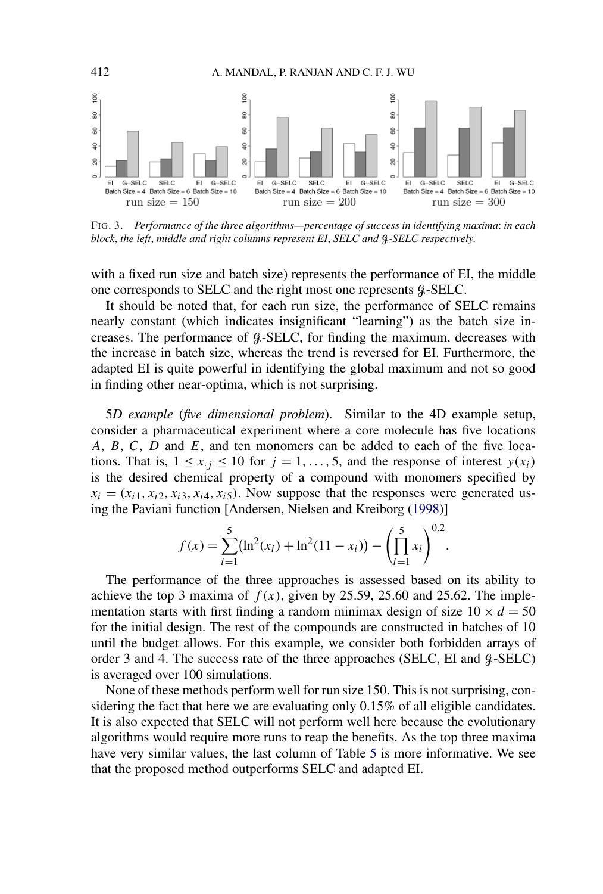FIG. 3. *Performance of the three algorithms—percentage of success in identifying maxima*: *in each block*, *the left*, *middle and right columns represent EI*, *SELC and* $\mathcal{G}$*-SELC respectively.*

with a fixed run size and batch size) represents the performance of EI, the middle one corresponds to SELC and the right most one represents $\mathcal{G}$-SELC.

It should be noted that, for each run size, the performance of SELC remains nearly constant (which indicates insignificant "learning") as the batch size increases. The performance of $\mathcal{G}$-SELC, for finding the maximum, decreases with the increase in batch size, whereas the trend is reversed for EI. Furthermore, the adapted EI is quite powerful in identifying the global maximum and not so good in finding other near-optima, which is not surprising.

*5D example* (*five dimensional problem*). Similar to the 4D example setup, consider a pharmaceutical experiment where a core molecule has five locations $A$, $B$, $C$, $D$ and $E$, and ten monomers can be added to each of the five locations. That is, $1 \leq x_{\cdot j} \leq 10$ for $j = 1, \ldots, 5$, and the response of interest $y(x_i)$ is the desired chemical property of a compound with monomers specified by $x_i = (x_{i1}, x_{i2}, x_{i3}, x_{i4}, x_{i5})$. Now suppose that the responses were generated using the Paviani function [Andersen, Nielsen and Kreiborg (1998)]

$$f(x) = \sum_{i=1}^{5} \left(\ln^2(x_i) + \ln^2(11 - x_i)\right) - \left(\prod_{i=1}^{5} x_i\right)^{0.2}.$$

The performance of the three approaches is assessed based on its ability to achieve the top 3 maxima of $f(x)$, given by 25.59, 25.60 and 25.62. The implementation starts with first finding a random minimax design of size $10 \times d = 50$ for the initial design. The rest of the compounds are constructed in batches of 10 until the budget allows. For this example, we consider both forbidden arrays of order 3 and 4. The success rate of the three approaches (SELC, EI and $\mathcal{G}$-SELC) is averaged over 100 simulations.

None of these methods perform well for run size 150. This is not surprising, considering the fact that here we are evaluating only 0.15% of all eligible candidates. It is also expected that SELC will not perform well here because the evolutionary algorithms would require more runs to reap the benefits. As the top three maxima have very similar values, the last column of Table 5 is more informative. We see that the proposed method outperforms SELC and adapted EI.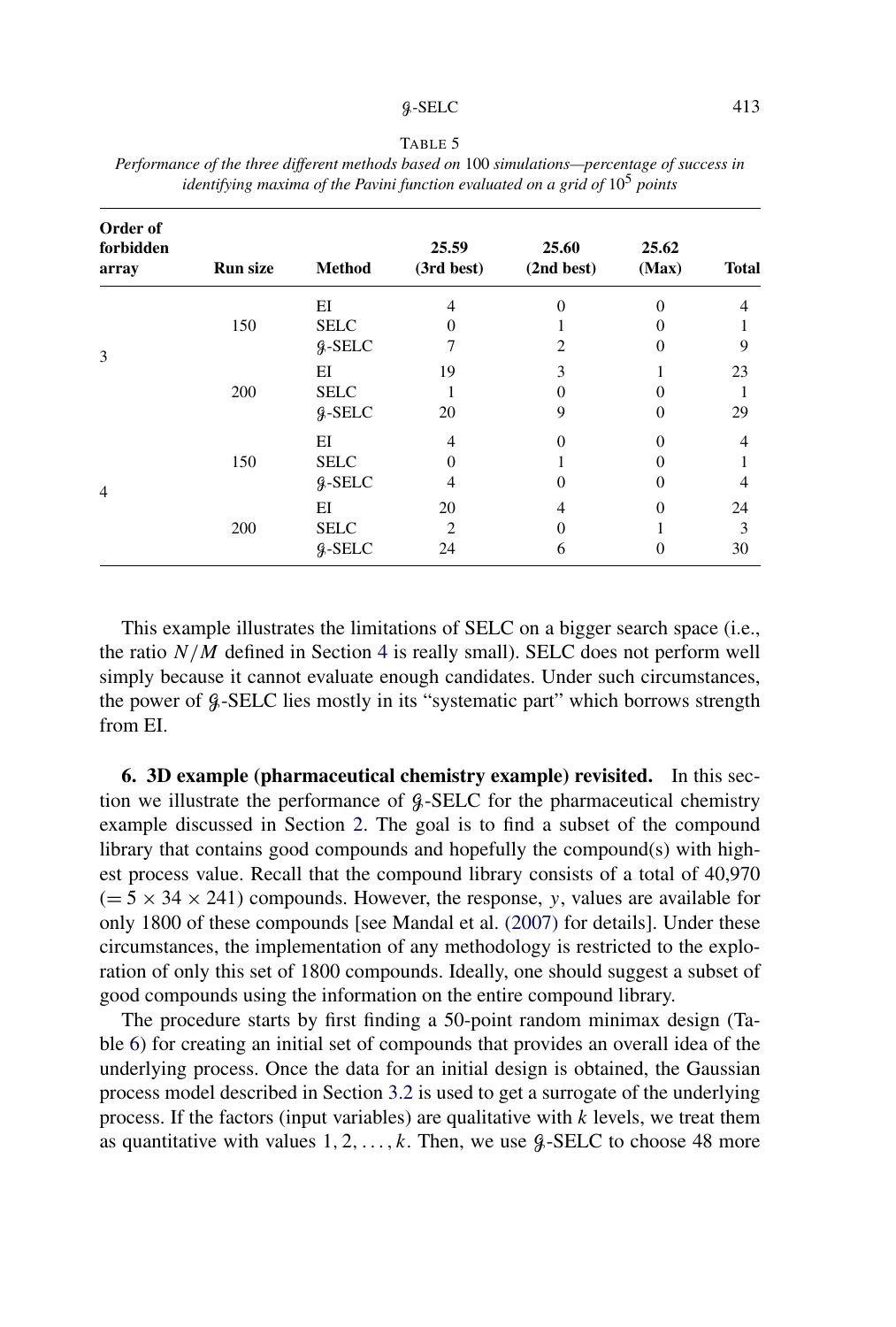TABLE 5

*Performance of the three different methods based on 100 simulations—percentage of success in identifying maxima of the Pavini function evaluated on a grid of $10^5$ points*

| Order of forbidden array | Run size | Method | 25.59 (3rd best) | 25.60 (2nd best) | 25.62 (Max) | Total |
|---|---|---|---|---|---|---|
| 3 | 150 | EI | 4 | 0 | 0 | 4 |
| | | SELC | 0 | 1 | 0 | 1 |
| | | $\mathcal{G}$-SELC | 7 | 2 | 0 | 9 |
| | 200 | EI | 19 | 3 | 1 | 23 |
| | | SELC | 1 | 0 | 0 | 1 |
| | | $\mathcal{G}$-SELC | 20 | 9 | 0 | 29 |
| 4 | 150 | EI | 4 | 0 | 0 | 4 |
| | | SELC | 0 | 1 | 0 | 1 |
| | | $\mathcal{G}$-SELC | 4 | 0 | 0 | 4 |
| | 200 | EI | 20 | 4 | 0 | 24 |
| | | SELC | 2 | 0 | 1 | 3 |
| | | $\mathcal{G}$-SELC | 24 | 6 | 0 | 30 |

This example illustrates the limitations of SELC on a bigger search space (i.e., the ratio $N/M$ defined in Section 4 is really small). SELC does not perform well simply because it cannot evaluate enough candidates. Under such circumstances, the power of $\mathcal{G}$-SELC lies mostly in its "systematic part" which borrows strength from EI.

**6. 3D example (pharmaceutical chemistry example) revisited.** In this section we illustrate the performance of $\mathcal{G}$-SELC for the pharmaceutical chemistry example discussed in Section 2. The goal is to find a subset of the compound library that contains good compounds and hopefully the compound(s) with highest process value. Recall that the compound library consists of a total of 40,970 ($= 5 \times 34 \times 241$) compounds. However, the response, $y$, values are available for only 1800 of these compounds [see Mandal et al. (2007) for details]. Under these circumstances, the implementation of any methodology is restricted to the exploration of only this set of 1800 compounds. Ideally, one should suggest a subset of good compounds using the information on the entire compound library.

The procedure starts by first finding a 50-point random minimax design (Table 6) for creating an initial set of compounds that provides an overall idea of the underlying process. Once the data for an initial design is obtained, the Gaussian process model described in Section 3.2 is used to get a surrogate of the underlying process. If the factors (input variables) are qualitative with $k$ levels, we treat them as quantitative with values $1, 2, \ldots, k$. Then, we use $\mathcal{G}$-SELC to choose 48 more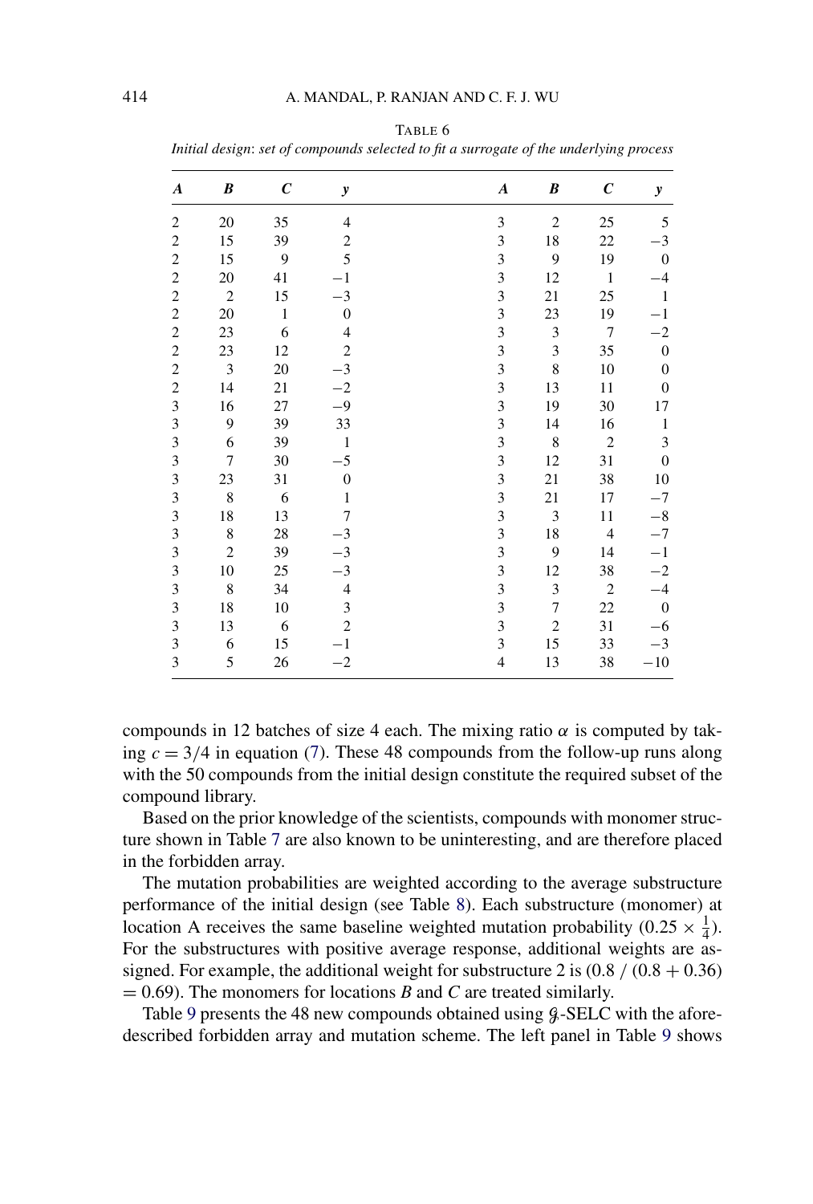TABLE 6
*Initial design: set of compounds selected to fit a surrogate of the underlying process*

| *A* | *B* | *C* | *y* | *A* | *B* | *C* | *y* |
|---|---|---|---|---|---|---|---|
| 2 | 20 | 35 | 4 | 3 | 2 | 25 | 5 |
| 2 | 15 | 39 | 2 | 3 | 18 | 22 | −3 |
| 2 | 15 | 9 | 5 | 3 | 9 | 19 | 0 |
| 2 | 20 | 41 | −1 | 3 | 12 | 1 | −4 |
| 2 | 2 | 15 | −3 | 3 | 21 | 25 | 1 |
| 2 | 20 | 1 | 0 | 3 | 23 | 19 | −1 |
| 2 | 23 | 6 | 4 | 3 | 3 | 7 | −2 |
| 2 | 23 | 12 | 2 | 3 | 3 | 35 | 0 |
| 2 | 3 | 20 | −3 | 3 | 8 | 10 | 0 |
| 2 | 14 | 21 | −2 | 3 | 13 | 11 | 0 |
| 3 | 16 | 27 | −9 | 3 | 19 | 30 | 17 |
| 3 | 9 | 39 | 33 | 3 | 14 | 16 | 1 |
| 3 | 6 | 39 | 1 | 3 | 8 | 2 | 3 |
| 3 | 7 | 30 | −5 | 3 | 12 | 31 | 0 |
| 3 | 23 | 31 | 0 | 3 | 21 | 38 | 10 |
| 3 | 8 | 6 | 1 | 3 | 21 | 17 | −7 |
| 3 | 18 | 13 | 7 | 3 | 3 | 11 | −8 |
| 3 | 8 | 28 | −3 | 3 | 18 | 4 | −7 |
| 3 | 2 | 39 | −3 | 3 | 9 | 14 | −1 |
| 3 | 10 | 25 | −3 | 3 | 12 | 38 | −2 |
| 3 | 8 | 34 | 4 | 3 | 3 | 2 | −4 |
| 3 | 18 | 10 | 3 | 3 | 7 | 22 | 0 |
| 3 | 13 | 6 | 2 | 3 | 2 | 31 | −6 |
| 3 | 6 | 15 | −1 | 3 | 15 | 33 | −3 |
| 3 | 5 | 26 | −2 | 4 | 13 | 38 | −10 |

compounds in 12 batches of size 4 each. The mixing ratio $\alpha$ is computed by taking $c = 3/4$ in equation (7). These 48 compounds from the follow-up runs along with the 50 compounds from the initial design constitute the required subset of the compound library.

Based on the prior knowledge of the scientists, compounds with monomer structure shown in Table 7 are also known to be uninteresting, and are therefore placed in the forbidden array.

The mutation probabilities are weighted according to the average substructure performance of the initial design (see Table 8). Each substructure (monomer) at location A receives the same baseline weighted mutation probability ($0.25 \times \frac{1}{4}$). For the substructures with positive average response, additional weights are assigned. For example, the additional weight for substructure 2 is $(0.8 / (0.8 + 0.36) = 0.69)$. The monomers for locations *B* and *C* are treated similarly.

Table 9 presents the 48 new compounds obtained using $\mathcal{G}$-SELC with the aforedescribed forbidden array and mutation scheme. The left panel in Table 9 shows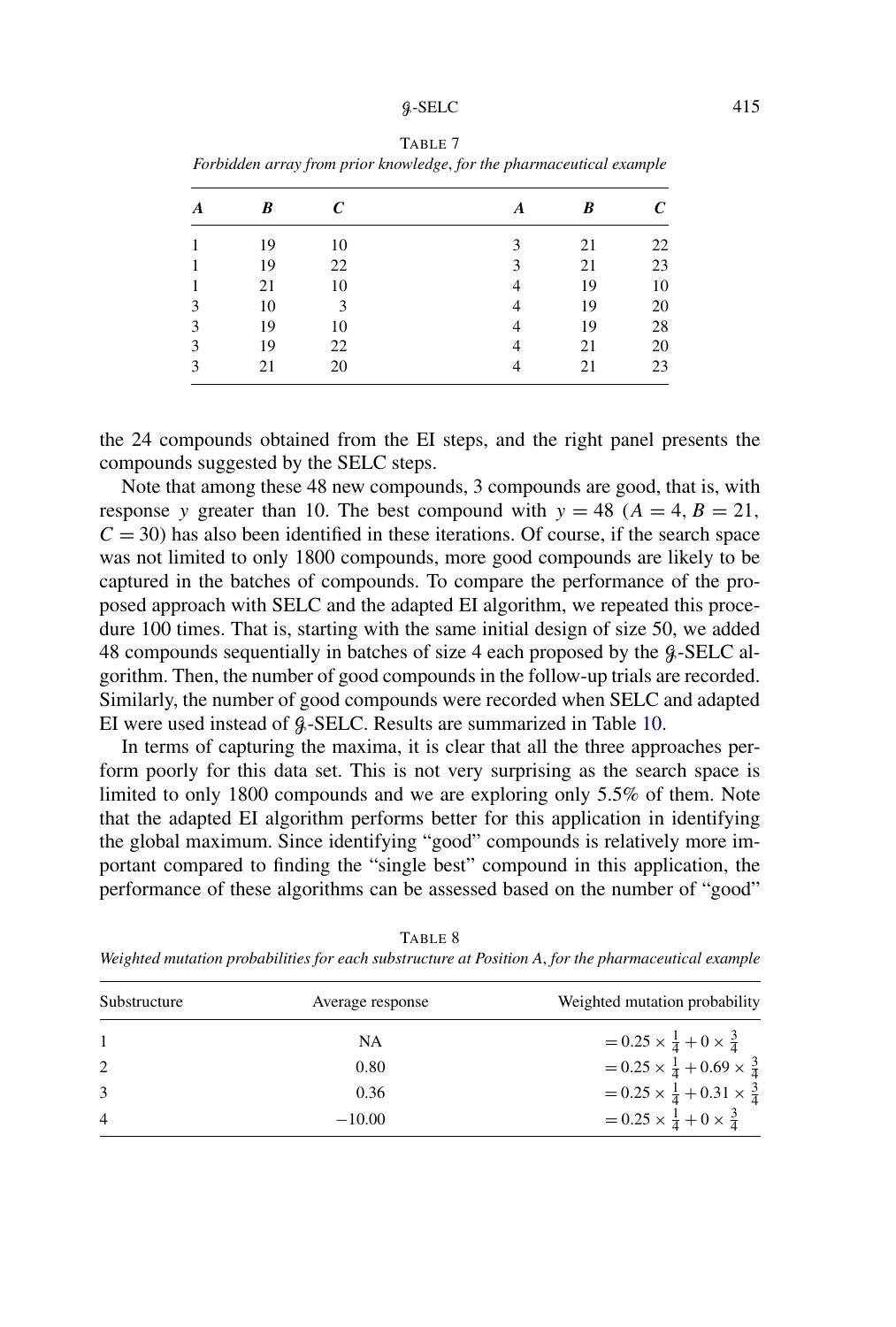TABLE 7

*Forbidden array from prior knowledge, for the pharmaceutical example*

| *A* | *B* | *C* | *A* | *B* | *C* |
|---|---|---|---|---|---|
| 1 | 19 | 10 | 3 | 21 | 22 |
| 1 | 19 | 22 | 3 | 21 | 23 |
| 1 | 21 | 10 | 4 | 19 | 10 |
| 3 | 10 | 3 | 4 | 19 | 20 |
| 3 | 19 | 10 | 4 | 19 | 28 |
| 3 | 19 | 22 | 4 | 21 | 20 |
| 3 | 21 | 20 | 4 | 21 | 23 |

the 24 compounds obtained from the EI steps, and the right panel presents the compounds suggested by the SELC steps.

Note that among these 48 new compounds, 3 compounds are good, that is, with response $y$ greater than 10. The best compound with $y = 48$ ($A = 4$, $B = 21$, $C = 30$) has also been identified in these iterations. Of course, if the search space was not limited to only 1800 compounds, more good compounds are likely to be captured in the batches of compounds. To compare the performance of the proposed approach with SELC and the adapted EI algorithm, we repeated this procedure 100 times. That is, starting with the same initial design of size 50, we added 48 compounds sequentially in batches of size 4 each proposed by the $\mathcal{G}$-SELC algorithm. Then, the number of good compounds in the follow-up trials are recorded. Similarly, the number of good compounds were recorded when SELC and adapted EI were used instead of $\mathcal{G}$-SELC. Results are summarized in Table 10.

In terms of capturing the maxima, it is clear that all the three approaches perform poorly for this data set. This is not very surprising as the search space is limited to only 1800 compounds and we are exploring only 5.5% of them. Note that the adapted EI algorithm performs better for this application in identifying the global maximum. Since identifying "good" compounds is relatively more important compared to finding the "single best" compound in this application, the performance of these algorithms can be assessed based on the number of "good"

TABLE 8

*Weighted mutation probabilities for each substructure at Position A, for the pharmaceutical example*

| Substructure | Average response | Weighted mutation probability |
|---|---|---|
| 1 | NA | $= 0.25 \times \frac{1}{4} + 0 \times \frac{3}{4}$ |
| 2 | 0.80 | $= 0.25 \times \frac{1}{4} + 0.69 \times \frac{3}{4}$ |
| 3 | 0.36 | $= 0.25 \times \frac{1}{4} + 0.31 \times \frac{3}{4}$ |
| 4 | $-10.00$ | $= 0.25 \times \frac{1}{4} + 0 \times \frac{3}{4}$ |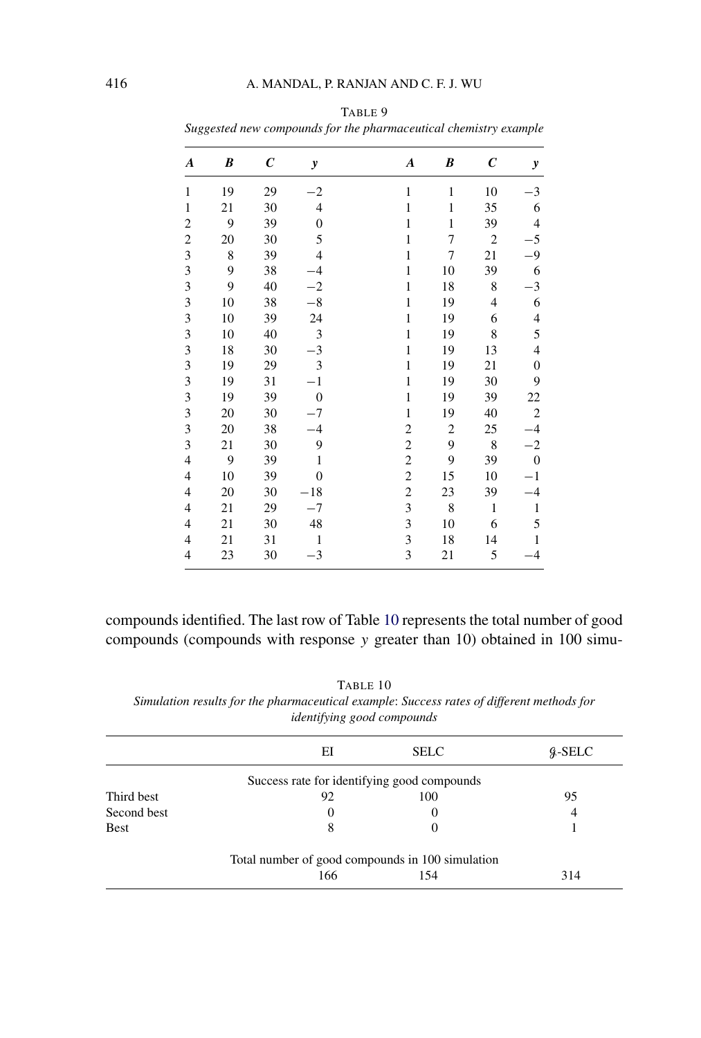TABLE 9

*Suggested new compounds for the pharmaceutical chemistry example*

| *A* | *B* | *C* | *y* | *A* | *B* | *C* | *y* |
|---|---|---|---|---|---|---|---|
| 1 | 19 | 29 | −2 | 1 | 1 | 10 | −3 |
| 1 | 21 | 30 | 4 | 1 | 1 | 35 | 6 |
| 2 | 9 | 39 | 0 | 1 | 1 | 39 | 4 |
| 2 | 20 | 30 | 5 | 1 | 7 | 2 | −5 |
| 3 | 8 | 39 | 4 | 1 | 7 | 21 | −9 |
| 3 | 9 | 38 | −4 | 1 | 10 | 39 | 6 |
| 3 | 9 | 40 | −2 | 1 | 18 | 8 | −3 |
| 3 | 10 | 38 | −8 | 1 | 19 | 4 | 6 |
| 3 | 10 | 39 | 24 | 1 | 19 | 6 | 4 |
| 3 | 10 | 40 | 3 | 1 | 19 | 8 | 5 |
| 3 | 18 | 30 | −3 | 1 | 19 | 13 | 4 |
| 3 | 19 | 29 | 3 | 1 | 19 | 21 | 0 |
| 3 | 19 | 31 | −1 | 1 | 19 | 30 | 9 |
| 3 | 19 | 39 | 0 | 1 | 19 | 39 | 22 |
| 3 | 20 | 30 | −7 | 1 | 19 | 40 | 2 |
| 3 | 20 | 38 | −4 | 2 | 2 | 25 | −4 |
| 3 | 21 | 30 | 9 | 2 | 9 | 8 | −2 |
| 4 | 9 | 39 | 1 | 2 | 9 | 39 | 0 |
| 4 | 10 | 39 | 0 | 2 | 15 | 10 | −1 |
| 4 | 20 | 30 | −18 | 2 | 23 | 39 | −4 |
| 4 | 21 | 29 | −7 | 3 | 8 | 1 | 1 |
| 4 | 21 | 30 | 48 | 3 | 10 | 6 | 5 |
| 4 | 21 | 31 | 1 | 3 | 18 | 14 | 1 |
| 4 | 23 | 30 | −3 | 3 | 21 | 5 | −4 |

compounds identified. The last row of Table 10 represents the total number of good compounds (compounds with response $y$ greater than 10) obtained in 100 simu-

TABLE 10

*Simulation results for the pharmaceutical example: Success rates of different methods for identifying good compounds*

| | EI | SELC | $\mathcal{G}$-SELC |
|---|---|---|---|
| | Success rate for identifying good compounds | | |
| Third best | 92 | 100 | 95 |
| Second best | 0 | 0 | 4 |
| Best | 8 | 0 | 1 |
| | Total number of good compounds in 100 simulation | | |
| | 166 | 154 | 314 |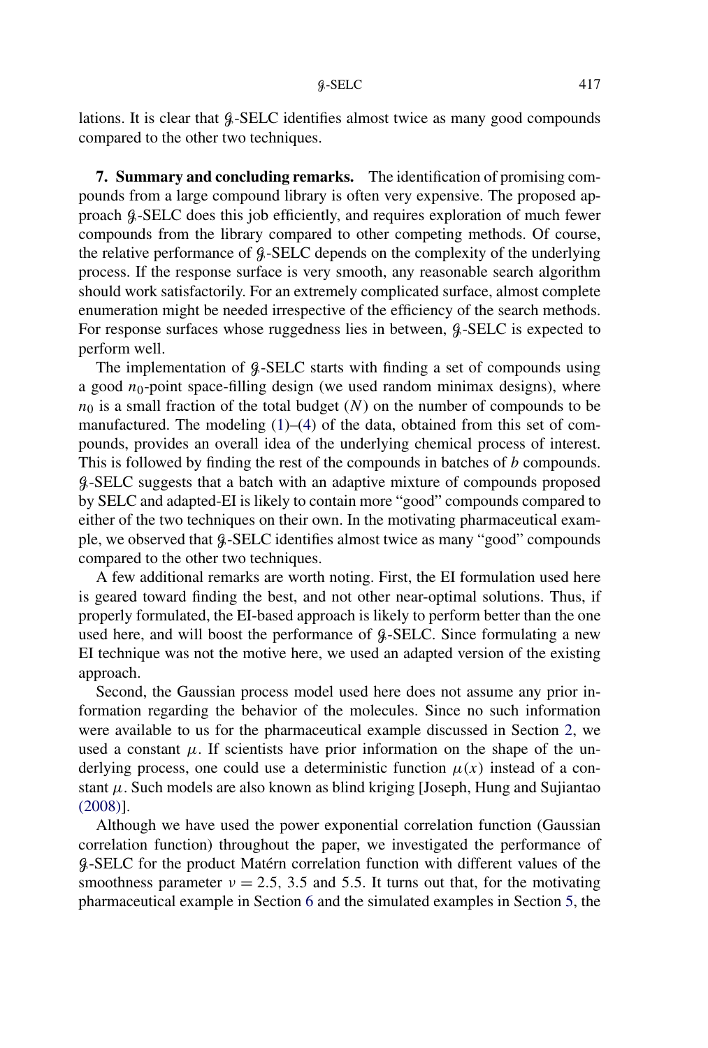lations. It is clear that $\mathcal{G}$-SELC identifies almost twice as many good compounds compared to the other two techniques.

**7. Summary and concluding remarks.** The identification of promising compounds from a large compound library is often very expensive. The proposed approach $\mathcal{G}$-SELC does this job efficiently, and requires exploration of much fewer compounds from the library compared to other competing methods. Of course, the relative performance of $\mathcal{G}$-SELC depends on the complexity of the underlying process. If the response surface is very smooth, any reasonable search algorithm should work satisfactorily. For an extremely complicated surface, almost complete enumeration might be needed irrespective of the efficiency of the search methods. For response surfaces whose ruggedness lies in between, $\mathcal{G}$-SELC is expected to perform well.

The implementation of $\mathcal{G}$-SELC starts with finding a set of compounds using a good $n_0$-point space-filling design (we used random minimax designs), where $n_0$ is a small fraction of the total budget ($N$) on the number of compounds to be manufactured. The modeling (1)–(4) of the data, obtained from this set of compounds, provides an overall idea of the underlying chemical process of interest. This is followed by finding the rest of the compounds in batches of $b$ compounds. $\mathcal{G}$-SELC suggests that a batch with an adaptive mixture of compounds proposed by SELC and adapted-EI is likely to contain more "good" compounds compared to either of the two techniques on their own. In the motivating pharmaceutical example, we observed that $\mathcal{G}$-SELC identifies almost twice as many "good" compounds compared to the other two techniques.

A few additional remarks are worth noting. First, the EI formulation used here is geared toward finding the best, and not other near-optimal solutions. Thus, if properly formulated, the EI-based approach is likely to perform better than the one used here, and will boost the performance of $\mathcal{G}$-SELC. Since formulating a new EI technique was not the motive here, we used an adapted version of the existing approach.

Second, the Gaussian process model used here does not assume any prior information regarding the behavior of the molecules. Since no such information were available to us for the pharmaceutical example discussed in Section 2, we used a constant $\mu$. If scientists have prior information on the shape of the underlying process, one could use a deterministic function $\mu(x)$ instead of a constant $\mu$. Such models are also known as blind kriging [Joseph, Hung and Sujiantao (2008)].

Although we have used the power exponential correlation function (Gaussian correlation function) throughout the paper, we investigated the performance of $\mathcal{G}$-SELC for the product Matérn correlation function with different values of the smoothness parameter $\nu = 2.5$, $3.5$ and $5.5$. It turns out that, for the motivating pharmaceutical example in Section 6 and the simulated examples in Section 5, the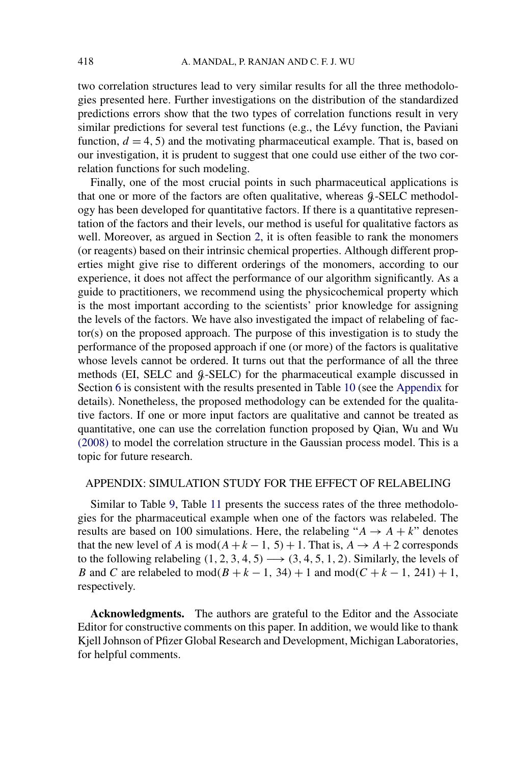two correlation structures lead to very similar results for all the three methodologies presented here. Further investigations on the distribution of the standardized predictions errors show that the two types of correlation functions result in very similar predictions for several test functions (e.g., the Lévy function, the Paviani function, $d = 4, 5$) and the motivating pharmaceutical example. That is, based on our investigation, it is prudent to suggest that one could use either of the two correlation functions for such modeling.

Finally, one of the most crucial points in such pharmaceutical applications is that one or more of the factors are often qualitative, whereas $\mathcal{G}$-SELC methodology has been developed for quantitative factors. If there is a quantitative representation of the factors and their levels, our method is useful for qualitative factors as well. Moreover, as argued in Section 2, it is often feasible to rank the monomers (or reagents) based on their intrinsic chemical properties. Although different properties might give rise to different orderings of the monomers, according to our experience, it does not affect the performance of our algorithm significantly. As a guide to practitioners, we recommend using the physicochemical property which is the most important according to the scientists' prior knowledge for assigning the levels of the factors. We have also investigated the impact of relabeling of factor(s) on the proposed approach. The purpose of this investigation is to study the performance of the proposed approach if one (or more) of the factors is qualitative whose levels cannot be ordered. It turns out that the performance of all the three methods (EI, SELC and $\mathcal{G}$-SELC) for the pharmaceutical example discussed in Section 6 is consistent with the results presented in Table 10 (see the Appendix for details). Nonetheless, the proposed methodology can be extended for the qualitative factors. If one or more input factors are qualitative and cannot be treated as quantitative, one can use the correlation function proposed by Qian, Wu and Wu (2008) to model the correlation structure in the Gaussian process model. This is a topic for future research.

## APPENDIX: SIMULATION STUDY FOR THE EFFECT OF RELABELING

Similar to Table 9, Table 11 presents the success rates of the three methodologies for the pharmaceutical example when one of the factors was relabeled. The results are based on 100 simulations. Here, the relabeling "$A \to A + k$" denotes that the new level of $A$ is $\mathrm{mod}(A + k - 1, 5) + 1$. That is, $A \to A + 2$ corresponds to the following relabeling $(1, 2, 3, 4, 5) \longrightarrow (3, 4, 5, 1, 2)$. Similarly, the levels of $B$ and $C$ are relabeled to $\mathrm{mod}(B + k - 1, 34) + 1$ and $\mathrm{mod}(C + k - 1, 241) + 1$, respectively.

**Acknowledgments.** The authors are grateful to the Editor and the Associate Editor for constructive comments on this paper. In addition, we would like to thank Kjell Johnson of Pfizer Global Research and Development, Michigan Laboratories, for helpful comments.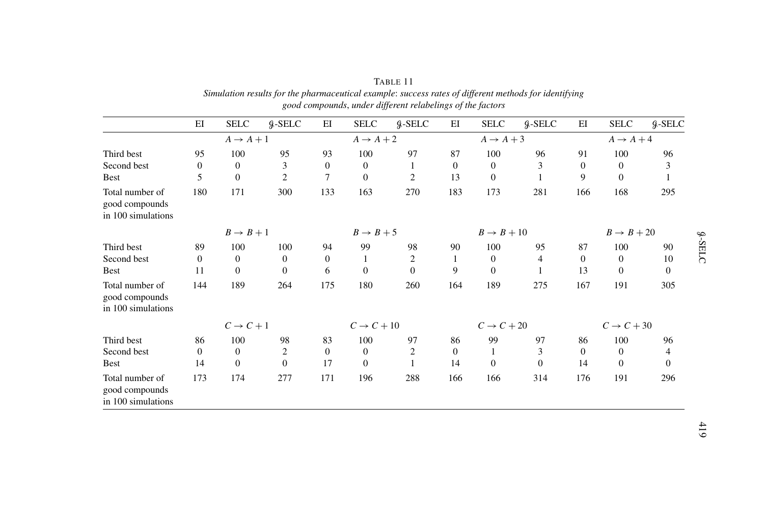TABLE 11

*Simulation results for the pharmaceutical example: success rates of different methods for identifying good compounds, under different relabelings of the factors*

| | EI | SELC | $\mathcal{G}$-SELC | EI | SELC | $\mathcal{G}$-SELC | EI | SELC | $\mathcal{G}$-SELC | EI | SELC | $\mathcal{G}$-SELC |
|---|---|---|---|---|---|---|---|---|---|---|---|---|
| | | $A \to A+1$ | | | $A \to A+2$ | | | $A \to A+3$ | | | $A \to A+4$ | |
| Third best | 95 | 100 | 95 | 93 | 100 | 97 | 87 | 100 | 96 | 91 | 100 | 96 |
| Second best | 0 | 0 | 3 | 0 | 0 | 1 | 0 | 0 | 3 | 0 | 0 | 3 |
| Best | 5 | 0 | 2 | 7 | 0 | 2 | 13 | 0 | 1 | 9 | 0 | 1 |
| Total number of good compounds in 100 simulations | 180 | 171 | 300 | 133 | 163 | 270 | 183 | 173 | 281 | 166 | 168 | 295 |
| | | $B \to B+1$ | | | $B \to B+5$ | | | $B \to B+10$ | | | $B \to B+20$ | |
| Third best | 89 | 100 | 100 | 94 | 99 | 98 | 90 | 100 | 95 | 87 | 100 | 90 |
| Second best | 0 | 0 | 0 | 0 | 1 | 2 | 1 | 0 | 4 | 0 | 0 | 10 |
| Best | 11 | 0 | 0 | 6 | 0 | 0 | 9 | 0 | 1 | 13 | 0 | 0 |
| Total number of good compounds in 100 simulations | 144 | 189 | 264 | 175 | 180 | 260 | 164 | 189 | 275 | 167 | 191 | 305 |
| | | $C \to C+1$ | | | $C \to C+10$ | | | $C \to C+20$ | | | $C \to C+30$ | |
| Third best | 86 | 100 | 98 | 83 | 100 | 97 | 86 | 99 | 97 | 86 | 100 | 96 |
| Second best | 0 | 0 | 2 | 0 | 0 | 2 | 0 | 1 | 3 | 0 | 0 | 4 |
| Best | 14 | 0 | 0 | 17 | 0 | 1 | 14 | 0 | 0 | 14 | 0 | 0 |
| Total number of good compounds in 100 simulations | 173 | 174 | 277 | 171 | 196 | 288 | 166 | 166 | 314 | 176 | 191 | 296 |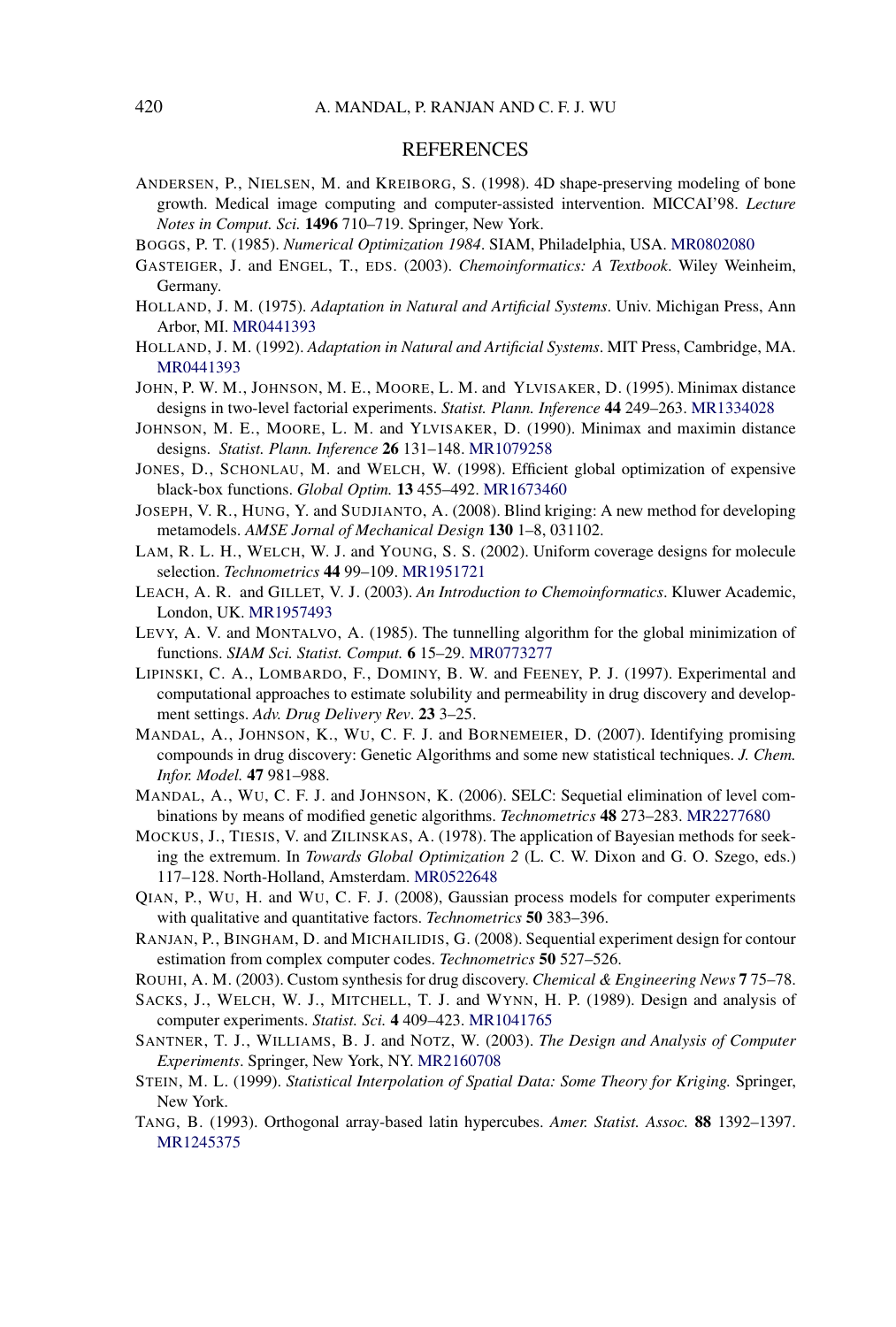## REFERENCES

ANDERSEN, P., NIELSEN, M. and KREIBORG, S. (1998). 4D shape-preserving modeling of bone growth. Medical image computing and computer-assisted intervention. MICCAI'98. *Lecture Notes in Comput. Sci.* **1496** 710–719. Springer, New York.

BOGGS, P. T. (1985). *Numerical Optimization 1984*. SIAM, Philadelphia, USA. MR0802080

GASTEIGER, J. and ENGEL, T., EDS. (2003). *Chemoinformatics: A Textbook*. Wiley Weinheim, Germany.

HOLLAND, J. M. (1975). *Adaptation in Natural and Artificial Systems*. Univ. Michigan Press, Ann Arbor, MI. MR0441393

HOLLAND, J. M. (1992). *Adaptation in Natural and Artificial Systems*. MIT Press, Cambridge, MA. MR0441393

JOHN, P. W. M., JOHNSON, M. E., MOORE, L. M. and YLVISAKER, D. (1995). Minimax distance designs in two-level factorial experiments. *Statist. Plann. Inference* **44** 249–263. MR1334028

JOHNSON, M. E., MOORE, L. M. and YLVISAKER, D. (1990). Minimax and maximin distance designs. *Statist. Plann. Inference* **26** 131–148. MR1079258

JONES, D., SCHONLAU, M. and WELCH, W. (1998). Efficient global optimization of expensive black-box functions. *Global Optim.* **13** 455–492. MR1673460

JOSEPH, V. R., HUNG, Y. and SUDJIANTO, A. (2008). Blind kriging: A new method for developing metamodels. *AMSE Jornal of Mechanical Design* **130** 1–8, 031102.

LAM, R. L. H., WELCH, W. J. and YOUNG, S. S. (2002). Uniform coverage designs for molecule selection. *Technometrics* **44** 99–109. MR1951721

LEACH, A. R. and GILLET, V. J. (2003). *An Introduction to Chemoinformatics*. Kluwer Academic, London, UK. MR1957493

LEVY, A. V. and MONTALVO, A. (1985). The tunnelling algorithm for the global minimization of functions. *SIAM Sci. Statist. Comput.* **6** 15–29. MR0773277

LIPINSKI, C. A., LOMBARDO, F., DOMINY, B. W. and FEENEY, P. J. (1997). Experimental and computational approaches to estimate solubility and permeability in drug discovery and development settings. *Adv. Drug Delivery Rev*. **23** 3–25.

MANDAL, A., JOHNSON, K., WU, C. F. J. and BORNEMEIER, D. (2007). Identifying promising compounds in drug discovery: Genetic Algorithms and some new statistical techniques. *J. Chem. Infor. Model.* **47** 981–988.

MANDAL, A., WU, C. F. J. and JOHNSON, K. (2006). SELC: Sequetial elimination of level combinations by means of modified genetic algorithms. *Technometrics* **48** 273–283. MR2277680

MOCKUS, J., TIESIS, V. and ZILINSKAS, A. (1978). The application of Bayesian methods for seeking the extremum. In *Towards Global Optimization 2* (L. C. W. Dixon and G. O. Szego, eds.) 117–128. North-Holland, Amsterdam. MR0522648

QIAN, P., WU, H. and WU, C. F. J. (2008), Gaussian process models for computer experiments with qualitative and quantitative factors. *Technometrics* **50** 383–396.

RANJAN, P., BINGHAM, D. and MICHAILIDIS, G. (2008). Sequential experiment design for contour estimation from complex computer codes. *Technometrics* **50** 527–526.

ROUHI, A. M. (2003). Custom synthesis for drug discovery. *Chemical & Engineering News* **7** 75–78.

SACKS, J., WELCH, W. J., MITCHELL, T. J. and WYNN, H. P. (1989). Design and analysis of computer experiments. *Statist. Sci.* **4** 409–423. MR1041765

SANTNER, T. J., WILLIAMS, B. J. and NOTZ, W. (2003). *The Design and Analysis of Computer Experiments*. Springer, New York, NY. MR2160708

STEIN, M. L. (1999). *Statistical Interpolation of Spatial Data: Some Theory for Kriging.* Springer, New York.

TANG, B. (1993). Orthogonal array-based latin hypercubes. *Amer. Statist. Assoc.* **88** 1392–1397. MR1245375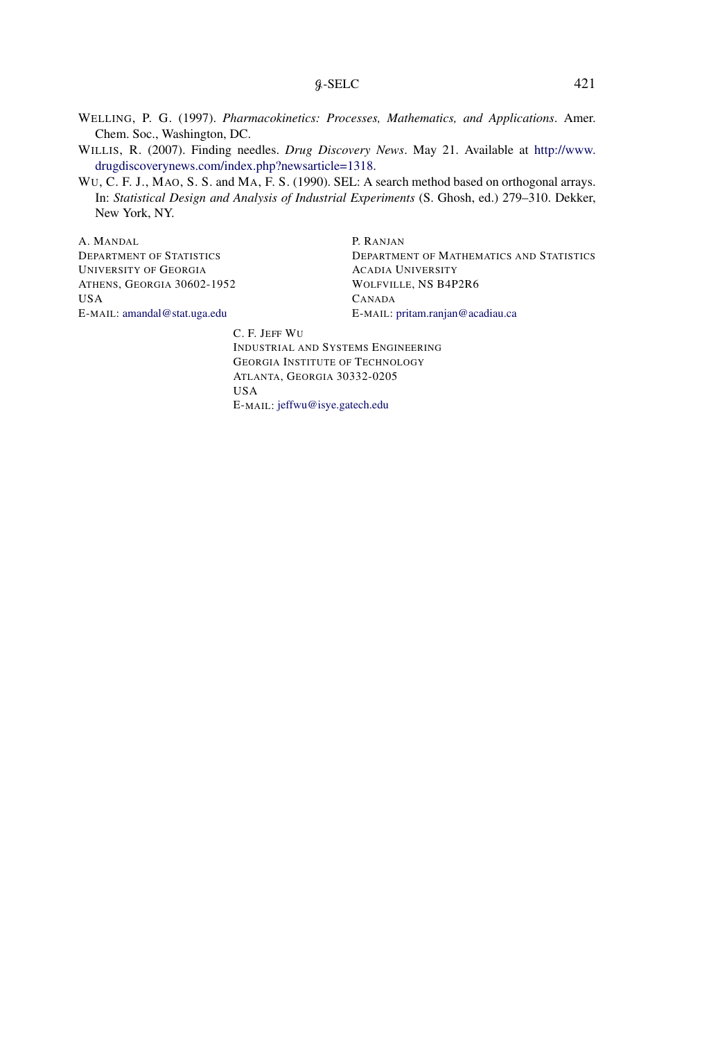WELLING, P. G. (1997). *Pharmacokinetics: Processes, Mathematics, and Applications*. Amer. Chem. Soc., Washington, DC.

WILLIS, R. (2007). Finding needles. *Drug Discovery News*. May 21. Available at http://www.drugdiscoverynews.com/index.php?newsarticle=1318.

WU, C. F. J., MAO, S. S. and MA, F. S. (1990). SEL: A search method based on orthogonal arrays. In: *Statistical Design and Analysis of Industrial Experiments* (S. Ghosh, ed.) 279–310. Dekker, New York, NY.

A. MANDAL
DEPARTMENT OF STATISTICS
UNIVERSITY OF GEORGIA
ATHENS, GEORGIA 30602-1952
USA
E-MAIL: amandal@stat.uga.edu

P. RANJAN
DEPARTMENT OF MATHEMATICS AND STATISTICS
ACADIA UNIVERSITY
WOLFVILLE, NS B4P2R6
CANADA
E-MAIL: pritam.ranjan@acadiau.ca

C. F. JEFF WU
INDUSTRIAL AND SYSTEMS ENGINEERING
GEORGIA INSTITUTE OF TECHNOLOGY
ATLANTA, GEORGIA 30332-0205
USA
E-MAIL: jeffwu@isye.gatech.edu